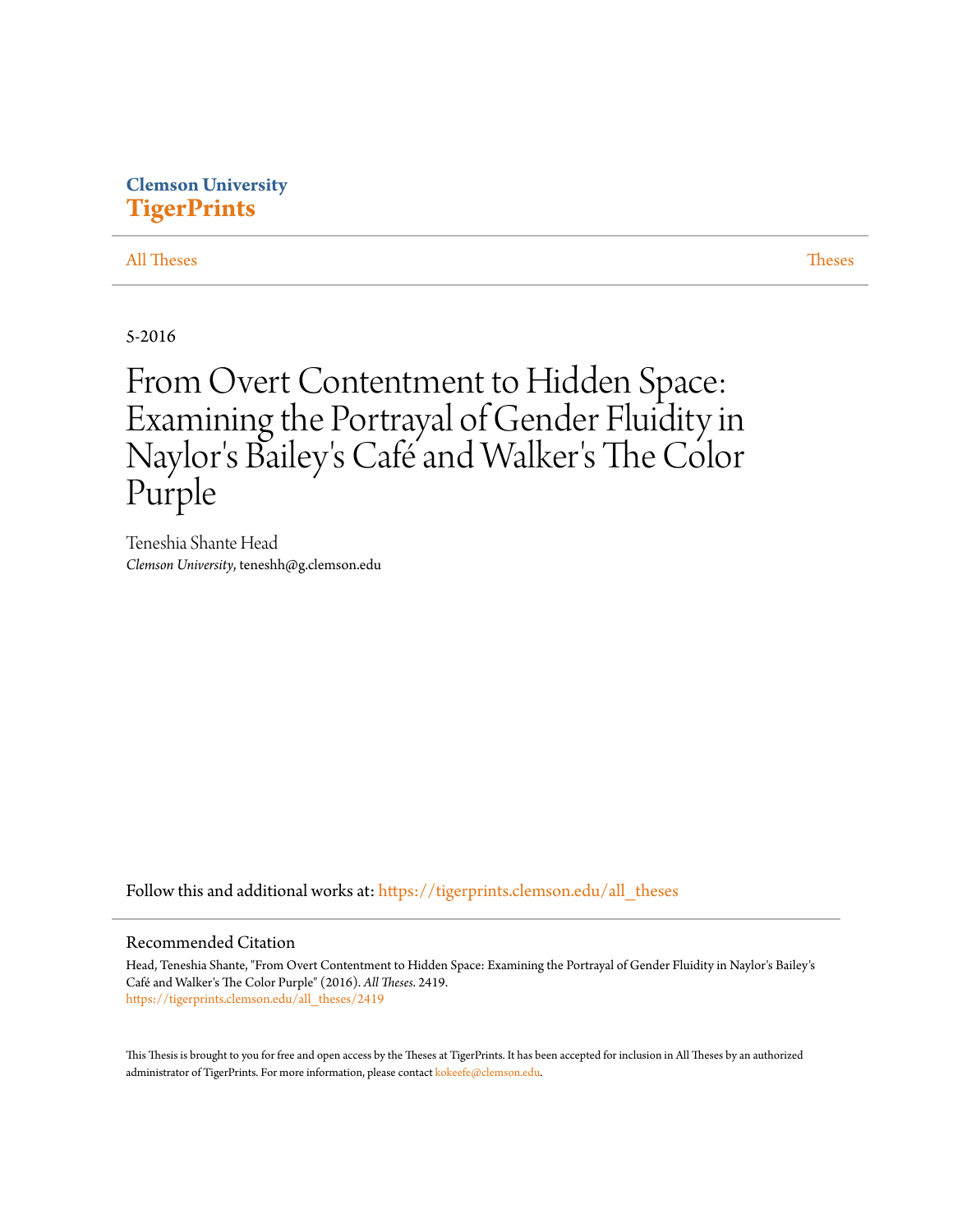Clemson University
**TigerPrints**

All Theses | Theses
---|---

5-2016

# From Overt Contentment to Hidden Space: Examining the Portrayal of Gender Fluidity in Naylor's Bailey's Café and Walker's The Color Purple

Teneshia Shante Head
*Clemson University*, teneshh@g.clemson.edu

Follow this and additional works at: https://tigerprints.clemson.edu/all_theses

## Recommended Citation

Head, Teneshia Shante, "From Overt Contentment to Hidden Space: Examining the Portrayal of Gender Fluidity in Naylor's Bailey's Café and Walker's The Color Purple" (2016). *All Theses*. 2419.
https://tigerprints.clemson.edu/all_theses/2419

This Thesis is brought to you for free and open access by the Theses at TigerPrints. It has been accepted for inclusion in All Theses by an authorized administrator of TigerPrints. For more information, please contact kokeefe@clemson.edu.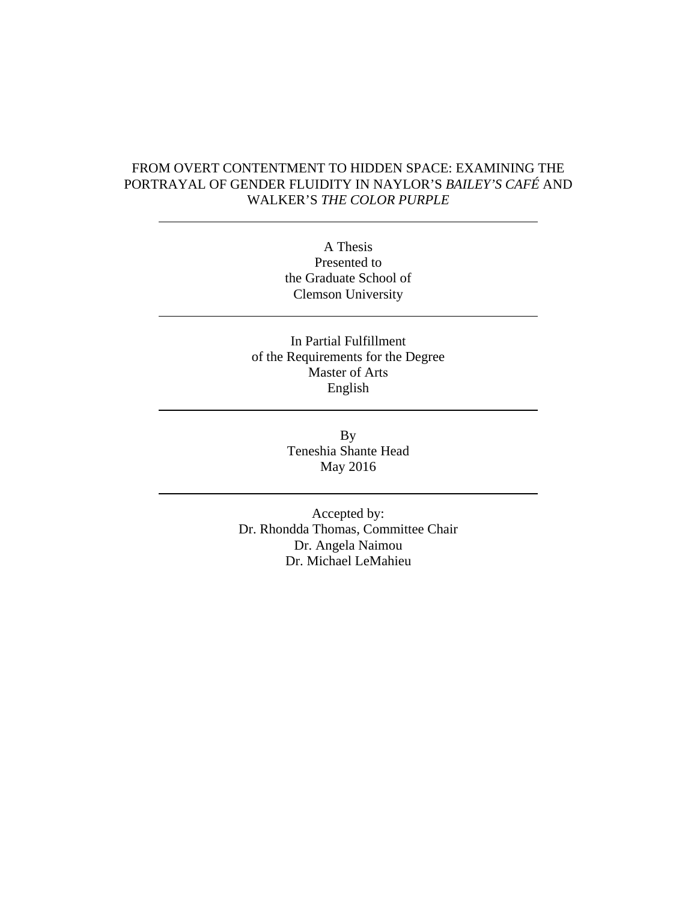# FROM OVERT CONTENTMENT TO HIDDEN SPACE: EXAMINING THE PORTRAYAL OF GENDER FLUIDITY IN NAYLOR'S *BAILEY'S CAFÉ* AND WALKER'S *THE COLOR PURPLE*

---

A Thesis
Presented to
the Graduate School of
Clemson University

---

In Partial Fulfillment
of the Requirements for the Degree
Master of Arts
English

---

By
Teneshia Shante Head
May 2016

---

Accepted by:
Dr. Rhondda Thomas, Committee Chair
Dr. Angela Naimou
Dr. Michael LeMahieu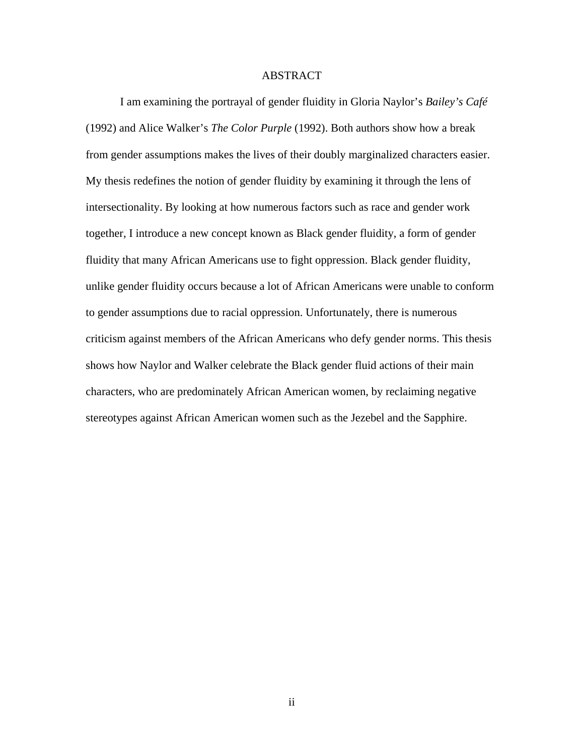# ABSTRACT

I am examining the portrayal of gender fluidity in Gloria Naylor's *Bailey's Café* (1992) and Alice Walker's *The Color Purple* (1992). Both authors show how a break from gender assumptions makes the lives of their doubly marginalized characters easier. My thesis redefines the notion of gender fluidity by examining it through the lens of intersectionality. By looking at how numerous factors such as race and gender work together, I introduce a new concept known as Black gender fluidity, a form of gender fluidity that many African Americans use to fight oppression. Black gender fluidity, unlike gender fluidity occurs because a lot of African Americans were unable to conform to gender assumptions due to racial oppression. Unfortunately, there is numerous criticism against members of the African Americans who defy gender norms. This thesis shows how Naylor and Walker celebrate the Black gender fluid actions of their main characters, who are predominately African American women, by reclaiming negative stereotypes against African American women such as the Jezebel and the Sapphire.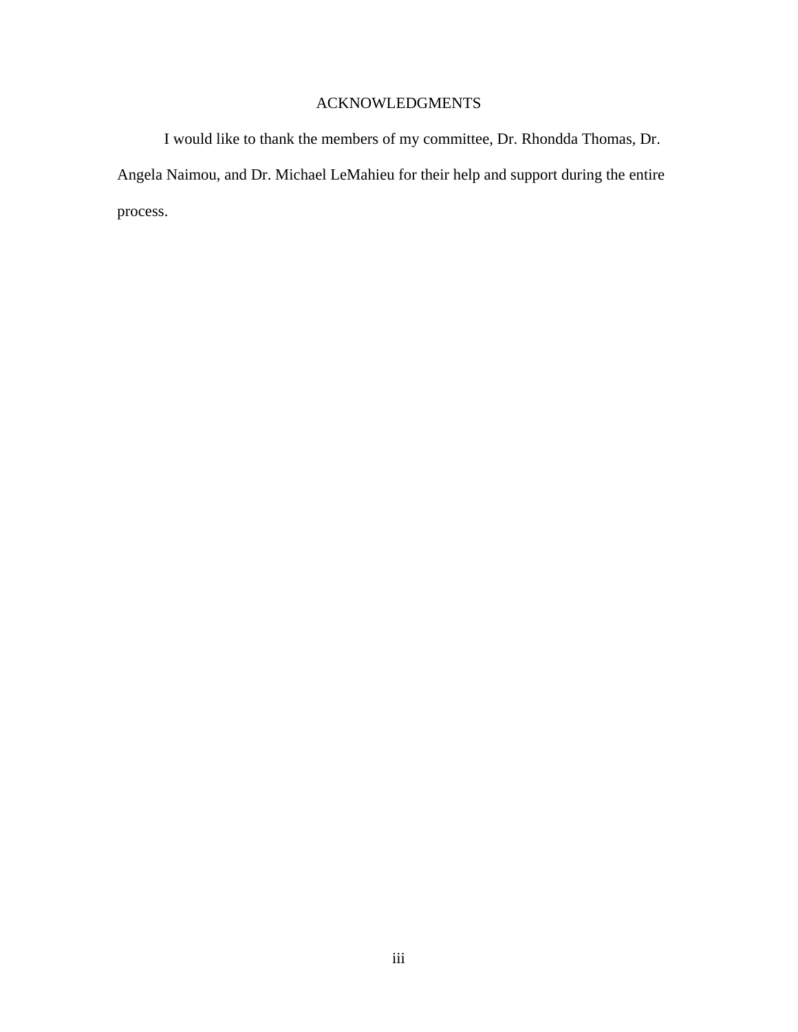# ACKNOWLEDGMENTS

I would like to thank the members of my committee, Dr. Rhondda Thomas, Dr. Angela Naimou, and Dr. Michael LeMahieu for their help and support during the entire process.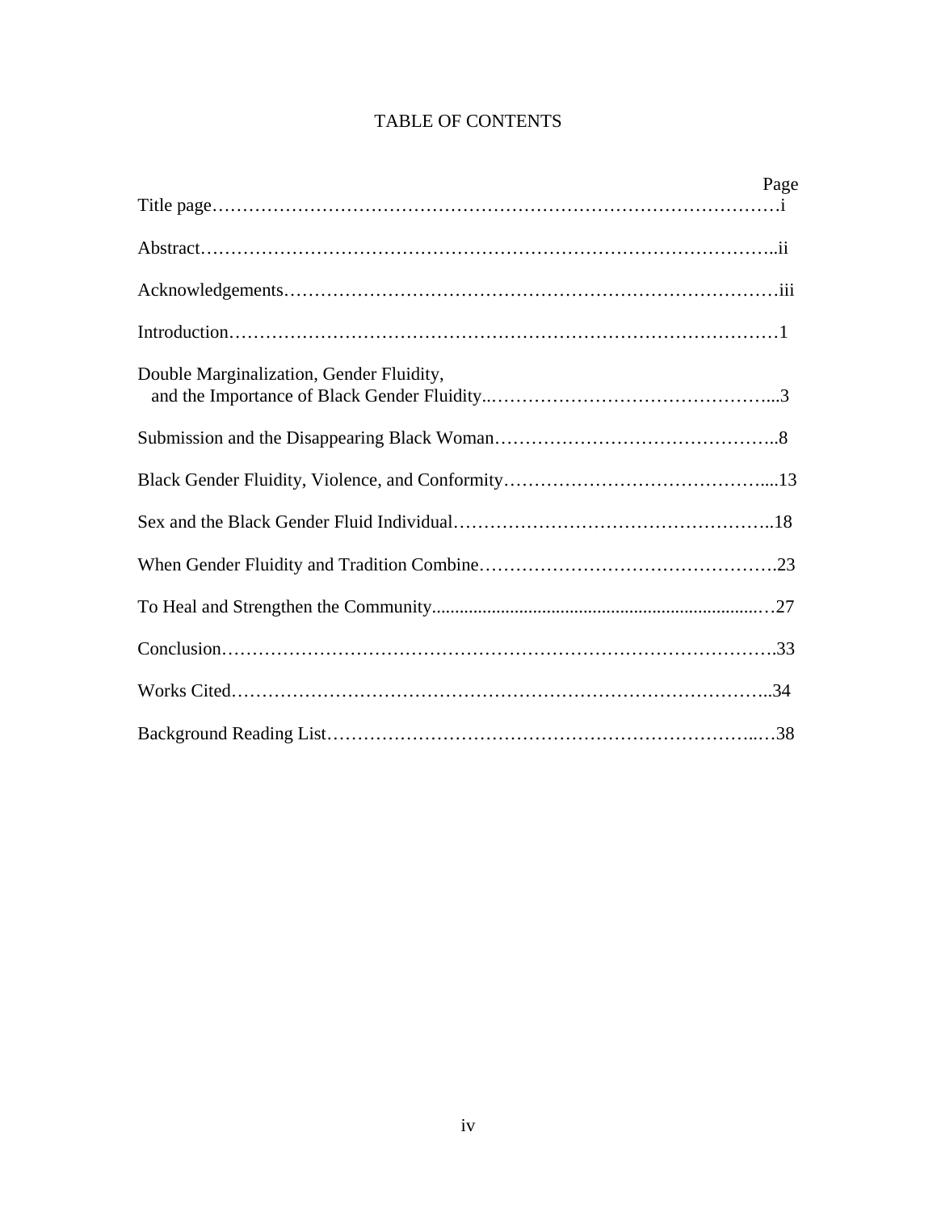# TABLE OF CONTENTS

| | Page |
|---|---|
| Title page | i |
| Abstract | ii |
| Acknowledgements | iii |
| Introduction | 1 |
| Double Marginalization, Gender Fluidity, and the Importance of Black Gender Fluidity | 3 |
| Submission and the Disappearing Black Woman | 8 |
| Black Gender Fluidity, Violence, and Conformity | 13 |
| Sex and the Black Gender Fluid Individual | 18 |
| When Gender Fluidity and Tradition Combine | 23 |
| To Heal and Strengthen the Community | 27 |
| Conclusion | 33 |
| Works Cited | 34 |
| Background Reading List | 38 |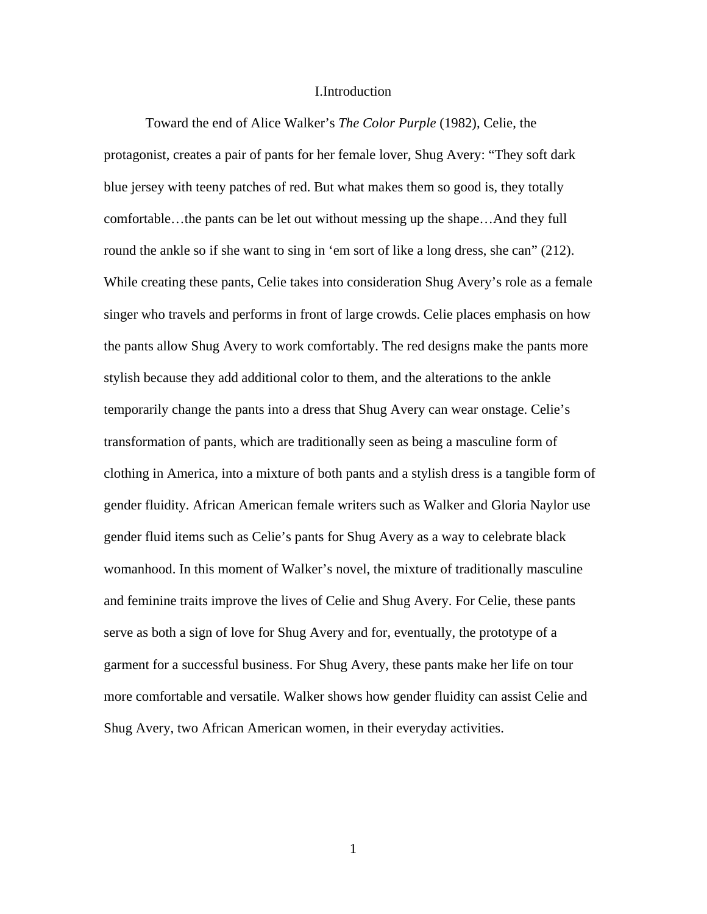# I.Introduction

Toward the end of Alice Walker's *The Color Purple* (1982), Celie, the protagonist, creates a pair of pants for her female lover, Shug Avery: "They soft dark blue jersey with teeny patches of red. But what makes them so good is, they totally comfortable…the pants can be let out without messing up the shape…And they full round the ankle so if she want to sing in 'em sort of like a long dress, she can" (212). While creating these pants, Celie takes into consideration Shug Avery's role as a female singer who travels and performs in front of large crowds. Celie places emphasis on how the pants allow Shug Avery to work comfortably. The red designs make the pants more stylish because they add additional color to them, and the alterations to the ankle temporarily change the pants into a dress that Shug Avery can wear onstage. Celie's transformation of pants, which are traditionally seen as being a masculine form of clothing in America, into a mixture of both pants and a stylish dress is a tangible form of gender fluidity. African American female writers such as Walker and Gloria Naylor use gender fluid items such as Celie's pants for Shug Avery as a way to celebrate black womanhood. In this moment of Walker's novel, the mixture of traditionally masculine and feminine traits improve the lives of Celie and Shug Avery. For Celie, these pants serve as both a sign of love for Shug Avery and for, eventually, the prototype of a garment for a successful business. For Shug Avery, these pants make her life on tour more comfortable and versatile. Walker shows how gender fluidity can assist Celie and Shug Avery, two African American women, in their everyday activities.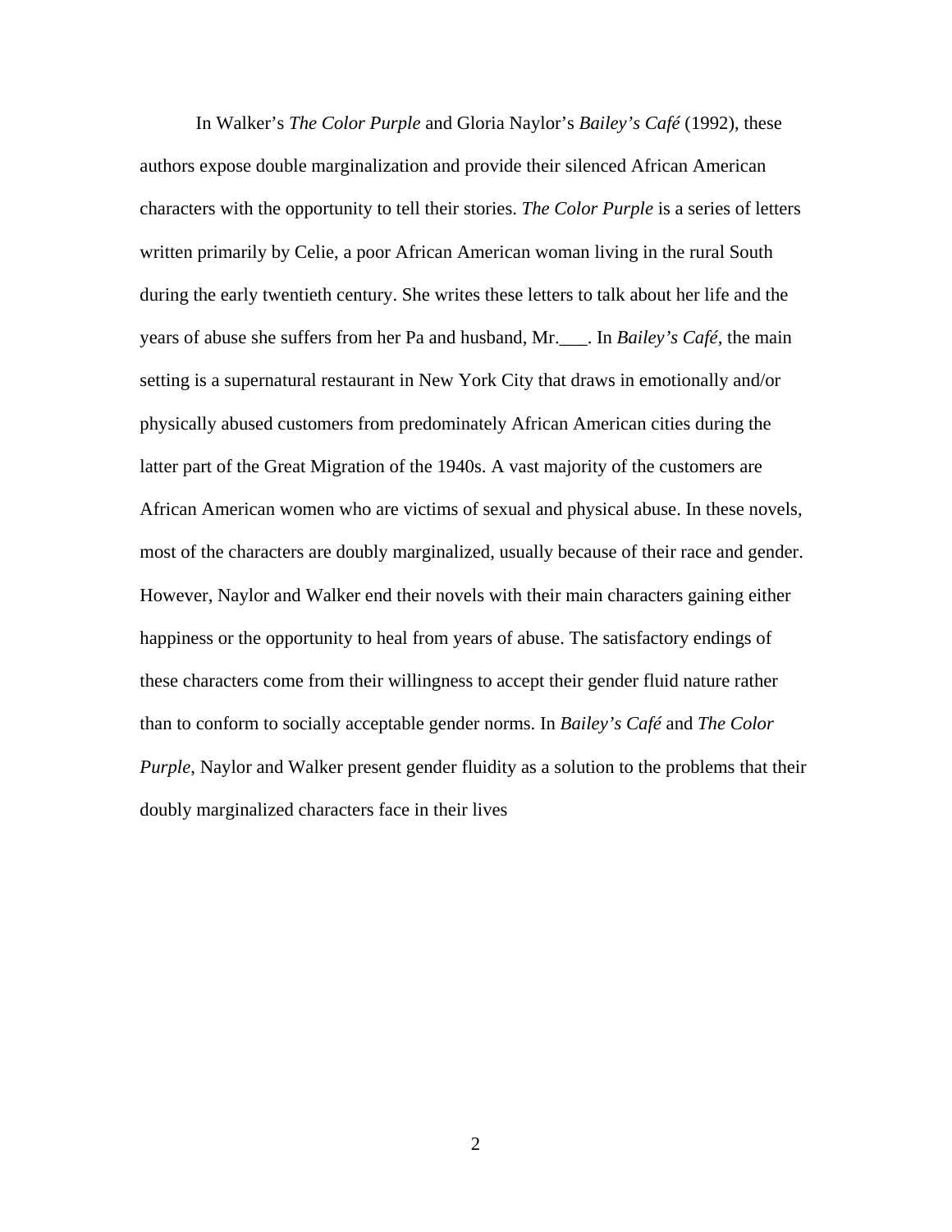In Walker's *The Color Purple* and Gloria Naylor's *Bailey's Café* (1992), these authors expose double marginalization and provide their silenced African American characters with the opportunity to tell their stories. *The Color Purple* is a series of letters written primarily by Celie, a poor African American woman living in the rural South during the early twentieth century. She writes these letters to talk about her life and the years of abuse she suffers from her Pa and husband, Mr.___. In *Bailey's Café,* the main setting is a supernatural restaurant in New York City that draws in emotionally and/or physically abused customers from predominately African American cities during the latter part of the Great Migration of the 1940s. A vast majority of the customers are African American women who are victims of sexual and physical abuse. In these novels, most of the characters are doubly marginalized, usually because of their race and gender. However, Naylor and Walker end their novels with their main characters gaining either happiness or the opportunity to heal from years of abuse. The satisfactory endings of these characters come from their willingness to accept their gender fluid nature rather than to conform to socially acceptable gender norms. In *Bailey's Café* and *The Color Purple*, Naylor and Walker present gender fluidity as a solution to the problems that their doubly marginalized characters face in their lives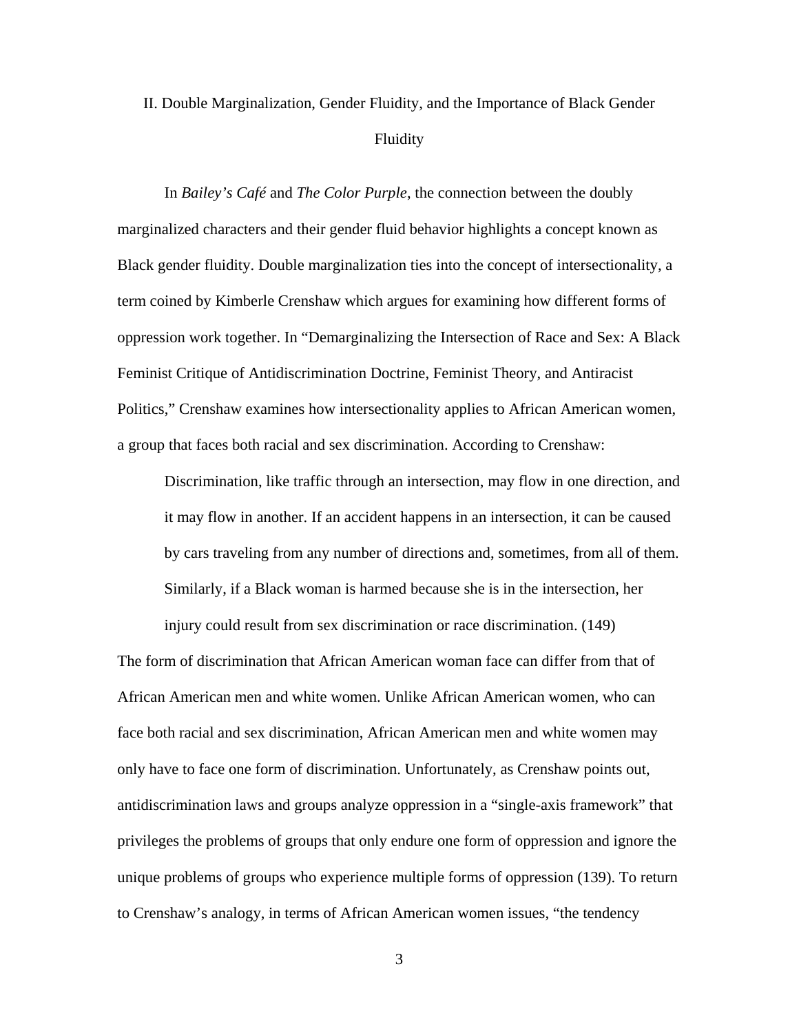## II. Double Marginalization, Gender Fluidity, and the Importance of Black Gender Fluidity

In *Bailey's Café* and *The Color Purple*, the connection between the doubly marginalized characters and their gender fluid behavior highlights a concept known as Black gender fluidity. Double marginalization ties into the concept of intersectionality, a term coined by Kimberle Crenshaw which argues for examining how different forms of oppression work together. In "Demarginalizing the Intersection of Race and Sex: A Black Feminist Critique of Antidiscrimination Doctrine, Feminist Theory, and Antiracist Politics," Crenshaw examines how intersectionality applies to African American women, a group that faces both racial and sex discrimination. According to Crenshaw:

> Discrimination, like traffic through an intersection, may flow in one direction, and it may flow in another. If an accident happens in an intersection, it can be caused by cars traveling from any number of directions and, sometimes, from all of them. Similarly, if a Black woman is harmed because she is in the intersection, her injury could result from sex discrimination or race discrimination. (149)

The form of discrimination that African American woman face can differ from that of African American men and white women. Unlike African American women, who can face both racial and sex discrimination, African American men and white women may only have to face one form of discrimination. Unfortunately, as Crenshaw points out, antidiscrimination laws and groups analyze oppression in a "single-axis framework" that privileges the problems of groups that only endure one form of oppression and ignore the unique problems of groups who experience multiple forms of oppression (139). To return to Crenshaw's analogy, in terms of African American women issues, "the tendency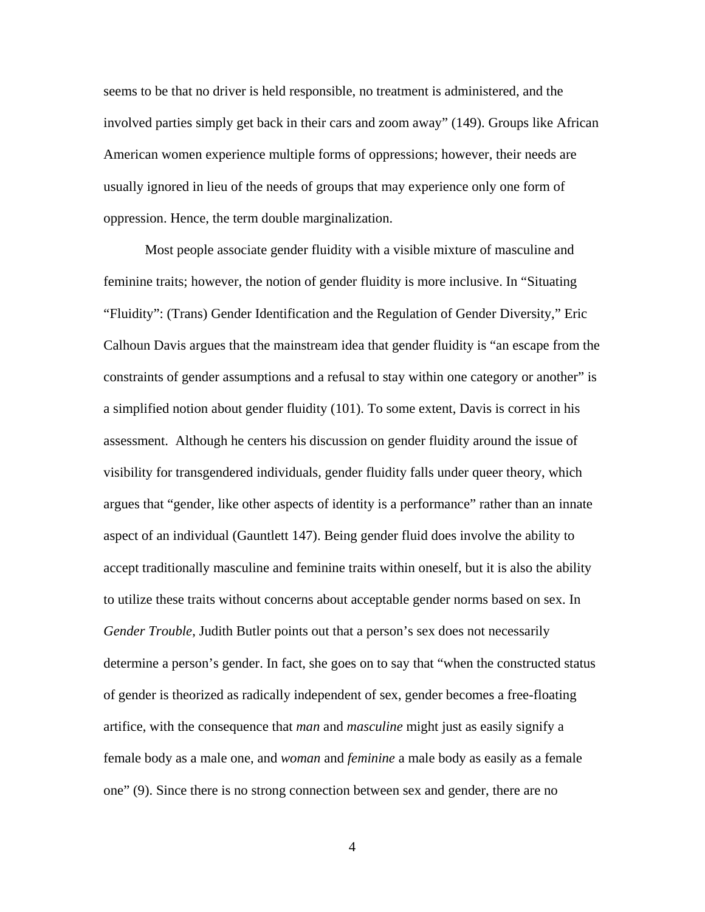seems to be that no driver is held responsible, no treatment is administered, and the involved parties simply get back in their cars and zoom away" (149). Groups like African American women experience multiple forms of oppressions; however, their needs are usually ignored in lieu of the needs of groups that may experience only one form of oppression. Hence, the term double marginalization.

Most people associate gender fluidity with a visible mixture of masculine and feminine traits; however, the notion of gender fluidity is more inclusive. In "Situating "Fluidity": (Trans) Gender Identification and the Regulation of Gender Diversity," Eric Calhoun Davis argues that the mainstream idea that gender fluidity is "an escape from the constraints of gender assumptions and a refusal to stay within one category or another" is a simplified notion about gender fluidity (101). To some extent, Davis is correct in his assessment. Although he centers his discussion on gender fluidity around the issue of visibility for transgendered individuals, gender fluidity falls under queer theory, which argues that "gender, like other aspects of identity is a performance" rather than an innate aspect of an individual (Gauntlett 147). Being gender fluid does involve the ability to accept traditionally masculine and feminine traits within oneself, but it is also the ability to utilize these traits without concerns about acceptable gender norms based on sex. In *Gender Trouble*, Judith Butler points out that a person's sex does not necessarily determine a person's gender. In fact, she goes on to say that "when the constructed status of gender is theorized as radically independent of sex, gender becomes a free-floating artifice, with the consequence that *man* and *masculine* might just as easily signify a female body as a male one, and *woman* and *feminine* a male body as easily as a female one" (9). Since there is no strong connection between sex and gender, there are no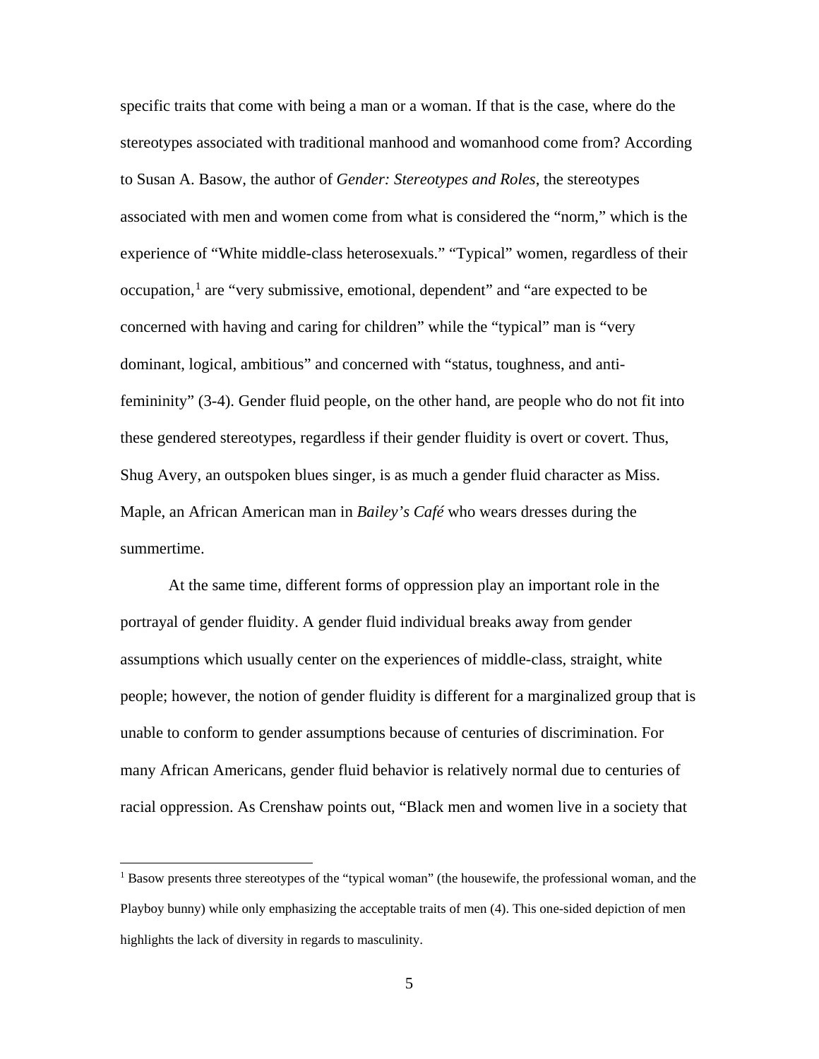specific traits that come with being a man or a woman. If that is the case, where do the stereotypes associated with traditional manhood and womanhood come from? According to Susan A. Basow, the author of *Gender: Stereotypes and Roles*, the stereotypes associated with men and women come from what is considered the "norm," which is the experience of "White middle-class heterosexuals." "Typical" women, regardless of their occupation,[1] are "very submissive, emotional, dependent" and "are expected to be concerned with having and caring for children" while the "typical" man is "very dominant, logical, ambitious" and concerned with "status, toughness, and anti-femininity" (3-4). Gender fluid people, on the other hand, are people who do not fit into these gendered stereotypes, regardless if their gender fluidity is overt or covert. Thus, Shug Avery, an outspoken blues singer, is as much a gender fluid character as Miss. Maple, an African American man in *Bailey's Café* who wears dresses during the summertime.

At the same time, different forms of oppression play an important role in the portrayal of gender fluidity. A gender fluid individual breaks away from gender assumptions which usually center on the experiences of middle-class, straight, white people; however, the notion of gender fluidity is different for a marginalized group that is unable to conform to gender assumptions because of centuries of discrimination. For many African Americans, gender fluid behavior is relatively normal due to centuries of racial oppression. As Crenshaw points out, "Black men and women live in a society that

---

[1] Basow presents three stereotypes of the "typical woman" (the housewife, the professional woman, and the Playboy bunny) while only emphasizing the acceptable traits of men (4). This one-sided depiction of men highlights the lack of diversity in regards to masculinity.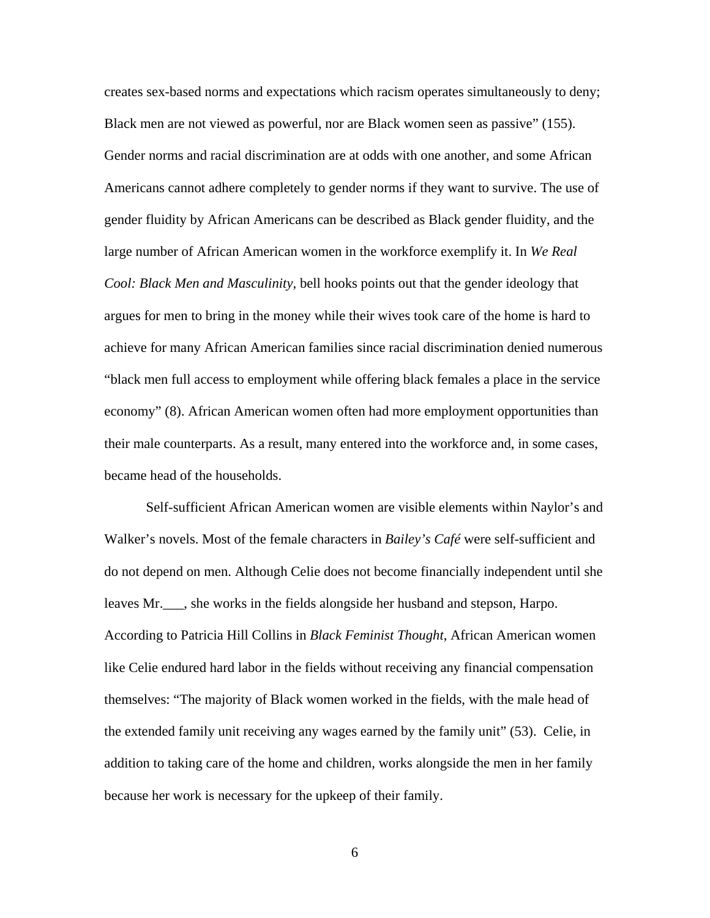creates sex-based norms and expectations which racism operates simultaneously to deny; Black men are not viewed as powerful, nor are Black women seen as passive" (155). Gender norms and racial discrimination are at odds with one another, and some African Americans cannot adhere completely to gender norms if they want to survive. The use of gender fluidity by African Americans can be described as Black gender fluidity, and the large number of African American women in the workforce exemplify it. In *We Real Cool: Black Men and Masculinity*, bell hooks points out that the gender ideology that argues for men to bring in the money while their wives took care of the home is hard to achieve for many African American families since racial discrimination denied numerous "black men full access to employment while offering black females a place in the service economy" (8). African American women often had more employment opportunities than their male counterparts. As a result, many entered into the workforce and, in some cases, became head of the households.

Self-sufficient African American women are visible elements within Naylor's and Walker's novels. Most of the female characters in *Bailey's Café* were self-sufficient and do not depend on men. Although Celie does not become financially independent until she leaves Mr.___, she works in the fields alongside her husband and stepson, Harpo. According to Patricia Hill Collins in *Black Feminist Thought*, African American women like Celie endured hard labor in the fields without receiving any financial compensation themselves: "The majority of Black women worked in the fields, with the male head of the extended family unit receiving any wages earned by the family unit" (53). Celie, in addition to taking care of the home and children, works alongside the men in her family because her work is necessary for the upkeep of their family.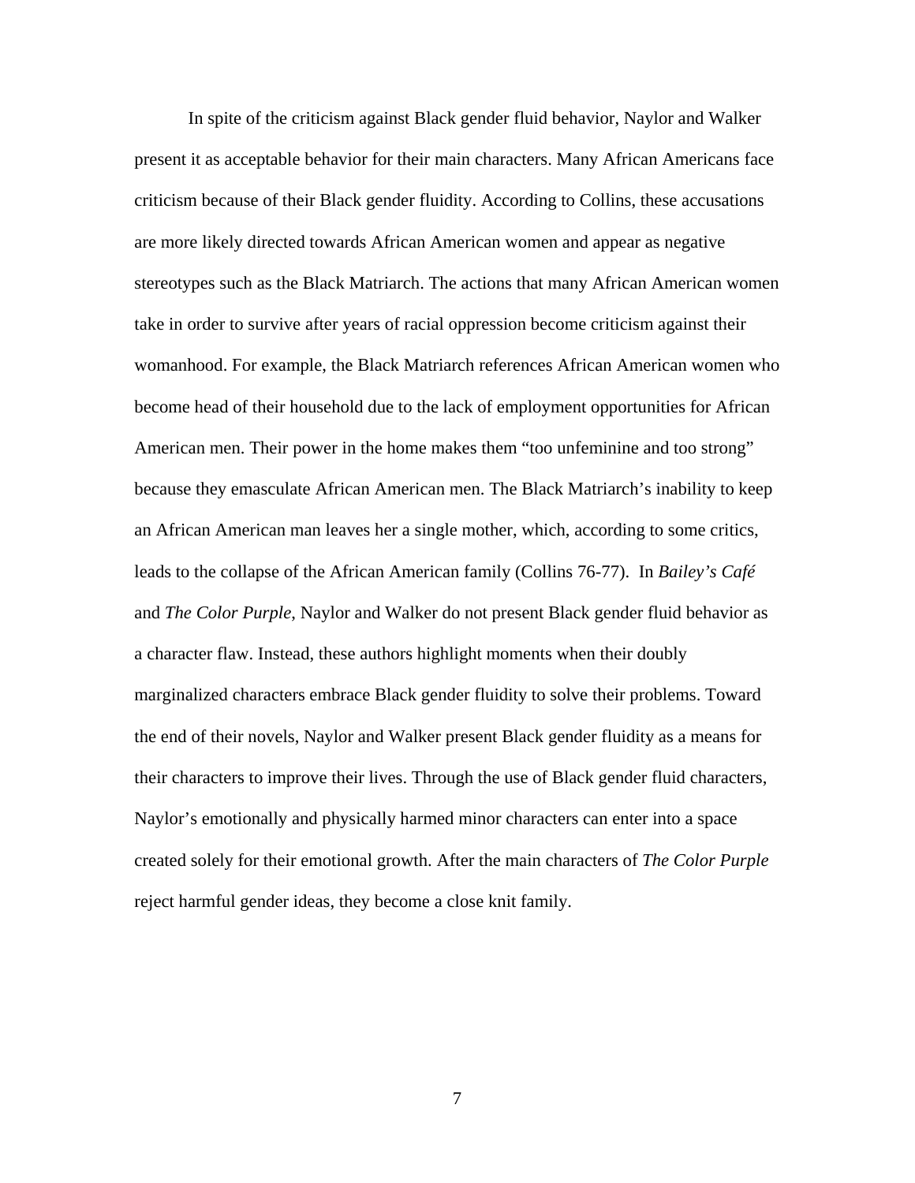In spite of the criticism against Black gender fluid behavior, Naylor and Walker present it as acceptable behavior for their main characters. Many African Americans face criticism because of their Black gender fluidity. According to Collins, these accusations are more likely directed towards African American women and appear as negative stereotypes such as the Black Matriarch. The actions that many African American women take in order to survive after years of racial oppression become criticism against their womanhood. For example, the Black Matriarch references African American women who become head of their household due to the lack of employment opportunities for African American men. Their power in the home makes them "too unfeminine and too strong" because they emasculate African American men. The Black Matriarch's inability to keep an African American man leaves her a single mother, which, according to some critics, leads to the collapse of the African American family (Collins 76-77). In *Bailey's Café* and *The Color Purple*, Naylor and Walker do not present Black gender fluid behavior as a character flaw. Instead, these authors highlight moments when their doubly marginalized characters embrace Black gender fluidity to solve their problems. Toward the end of their novels, Naylor and Walker present Black gender fluidity as a means for their characters to improve their lives. Through the use of Black gender fluid characters, Naylor's emotionally and physically harmed minor characters can enter into a space created solely for their emotional growth. After the main characters of *The Color Purple* reject harmful gender ideas, they become a close knit family.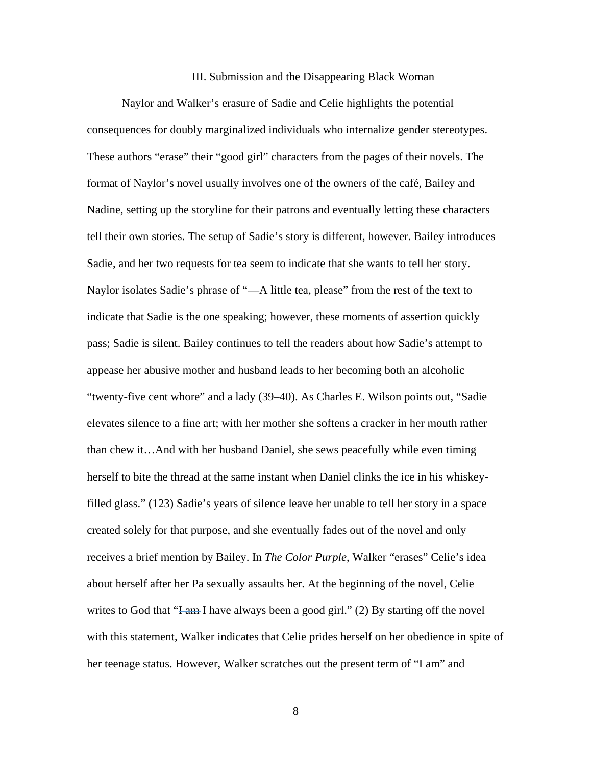## III. Submission and the Disappearing Black Woman

Naylor and Walker's erasure of Sadie and Celie highlights the potential consequences for doubly marginalized individuals who internalize gender stereotypes. These authors "erase" their "good girl" characters from the pages of their novels. The format of Naylor's novel usually involves one of the owners of the café, Bailey and Nadine, setting up the storyline for their patrons and eventually letting these characters tell their own stories. The setup of Sadie's story is different, however. Bailey introduces Sadie, and her two requests for tea seem to indicate that she wants to tell her story. Naylor isolates Sadie's phrase of "—A little tea, please" from the rest of the text to indicate that Sadie is the one speaking; however, these moments of assertion quickly pass; Sadie is silent. Bailey continues to tell the readers about how Sadie's attempt to appease her abusive mother and husband leads to her becoming both an alcoholic "twenty-five cent whore" and a lady (39–40). As Charles E. Wilson points out, "Sadie elevates silence to a fine art; with her mother she softens a cracker in her mouth rather than chew it…And with her husband Daniel, she sews peacefully while even timing herself to bite the thread at the same instant when Daniel clinks the ice in his whiskey-filled glass." (123) Sadie's years of silence leave her unable to tell her story in a space created solely for that purpose, and she eventually fades out of the novel and only receives a brief mention by Bailey. In *The Color Purple*, Walker "erases" Celie's idea about herself after her Pa sexually assaults her. At the beginning of the novel, Celie writes to God that "~~I am~~ I have always been a good girl." (2) By starting off the novel with this statement, Walker indicates that Celie prides herself on her obedience in spite of her teenage status. However, Walker scratches out the present term of "I am" and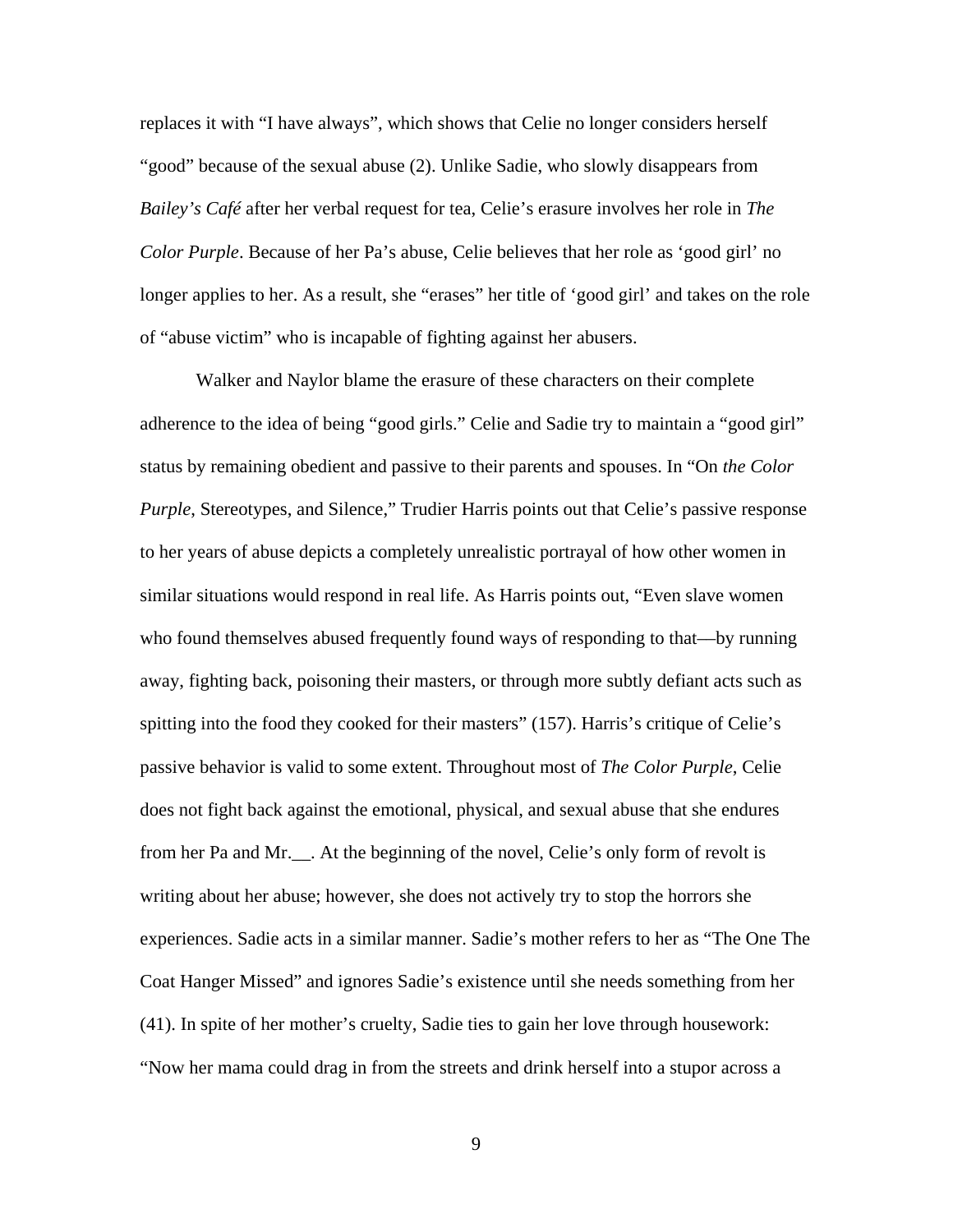replaces it with “I have always”, which shows that Celie no longer considers herself “good” because of the sexual abuse (2). Unlike Sadie, who slowly disappears from *Bailey’s Café* after her verbal request for tea, Celie’s erasure involves her role in *The Color Purple*. Because of her Pa’s abuse, Celie believes that her role as ‘good girl’ no longer applies to her. As a result, she “erases” her title of ‘good girl’ and takes on the role of “abuse victim” who is incapable of fighting against her abusers.

Walker and Naylor blame the erasure of these characters on their complete adherence to the idea of being “good girls.” Celie and Sadie try to maintain a “good girl” status by remaining obedient and passive to their parents and spouses. In “On *the Color Purple*, Stereotypes, and Silence,” Trudier Harris points out that Celie’s passive response to her years of abuse depicts a completely unrealistic portrayal of how other women in similar situations would respond in real life. As Harris points out, “Even slave women who found themselves abused frequently found ways of responding to that—by running away, fighting back, poisoning their masters, or through more subtly defiant acts such as spitting into the food they cooked for their masters” (157). Harris’s critique of Celie’s passive behavior is valid to some extent. Throughout most of *The Color Purple*, Celie does not fight back against the emotional, physical, and sexual abuse that she endures from her Pa and Mr.__. At the beginning of the novel, Celie’s only form of revolt is writing about her abuse; however, she does not actively try to stop the horrors she experiences. Sadie acts in a similar manner. Sadie’s mother refers to her as “The One The Coat Hanger Missed” and ignores Sadie’s existence until she needs something from her (41). In spite of her mother’s cruelty, Sadie ties to gain her love through housework: “Now her mama could drag in from the streets and drink herself into a stupor across a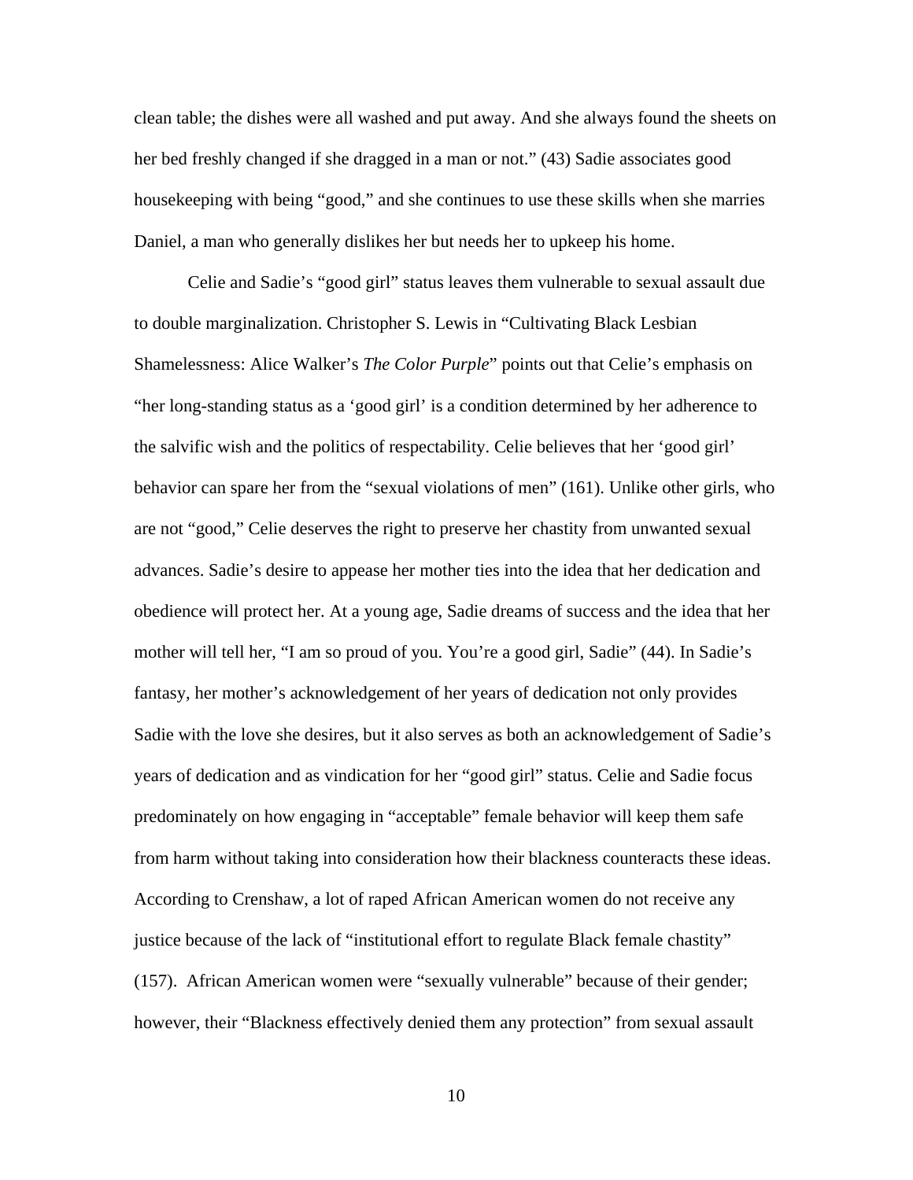clean table; the dishes were all washed and put away. And she always found the sheets on her bed freshly changed if she dragged in a man or not." (43) Sadie associates good housekeeping with being "good," and she continues to use these skills when she marries Daniel, a man who generally dislikes her but needs her to upkeep his home.

Celie and Sadie's "good girl" status leaves them vulnerable to sexual assault due to double marginalization. Christopher S. Lewis in "Cultivating Black Lesbian Shamelessness: Alice Walker's *The Color Purple*" points out that Celie's emphasis on "her long-standing status as a 'good girl' is a condition determined by her adherence to the salvific wish and the politics of respectability. Celie believes that her 'good girl' behavior can spare her from the "sexual violations of men" (161). Unlike other girls, who are not "good," Celie deserves the right to preserve her chastity from unwanted sexual advances. Sadie's desire to appease her mother ties into the idea that her dedication and obedience will protect her. At a young age, Sadie dreams of success and the idea that her mother will tell her, "I am so proud of you. You're a good girl, Sadie" (44). In Sadie's fantasy, her mother's acknowledgement of her years of dedication not only provides Sadie with the love she desires, but it also serves as both an acknowledgement of Sadie's years of dedication and as vindication for her "good girl" status. Celie and Sadie focus predominately on how engaging in "acceptable" female behavior will keep them safe from harm without taking into consideration how their blackness counteracts these ideas. According to Crenshaw, a lot of raped African American women do not receive any justice because of the lack of "institutional effort to regulate Black female chastity" (157). African American women were "sexually vulnerable" because of their gender; however, their "Blackness effectively denied them any protection" from sexual assault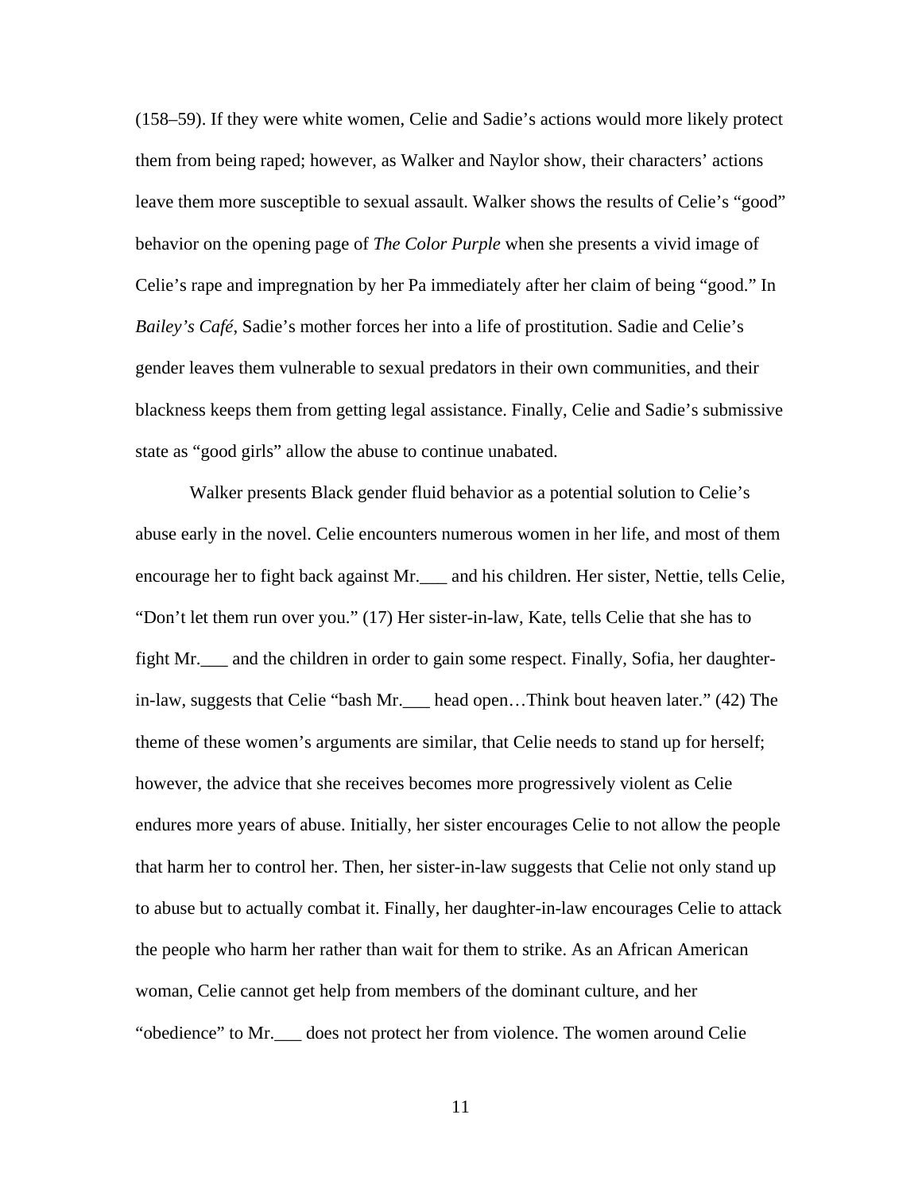(158–59). If they were white women, Celie and Sadie's actions would more likely protect them from being raped; however, as Walker and Naylor show, their characters' actions leave them more susceptible to sexual assault. Walker shows the results of Celie's "good" behavior on the opening page of *The Color Purple* when she presents a vivid image of Celie's rape and impregnation by her Pa immediately after her claim of being "good." In *Bailey's Café*, Sadie's mother forces her into a life of prostitution. Sadie and Celie's gender leaves them vulnerable to sexual predators in their own communities, and their blackness keeps them from getting legal assistance. Finally, Celie and Sadie's submissive state as "good girls" allow the abuse to continue unabated.

Walker presents Black gender fluid behavior as a potential solution to Celie's abuse early in the novel. Celie encounters numerous women in her life, and most of them encourage her to fight back against Mr.___ and his children. Her sister, Nettie, tells Celie, "Don't let them run over you." (17) Her sister-in-law, Kate, tells Celie that she has to fight Mr.___ and the children in order to gain some respect. Finally, Sofia, her daughter-in-law, suggests that Celie "bash Mr.___ head open…Think bout heaven later." (42) The theme of these women's arguments are similar, that Celie needs to stand up for herself; however, the advice that she receives becomes more progressively violent as Celie endures more years of abuse. Initially, her sister encourages Celie to not allow the people that harm her to control her. Then, her sister-in-law suggests that Celie not only stand up to abuse but to actually combat it. Finally, her daughter-in-law encourages Celie to attack the people who harm her rather than wait for them to strike. As an African American woman, Celie cannot get help from members of the dominant culture, and her "obedience" to Mr.___ does not protect her from violence. The women around Celie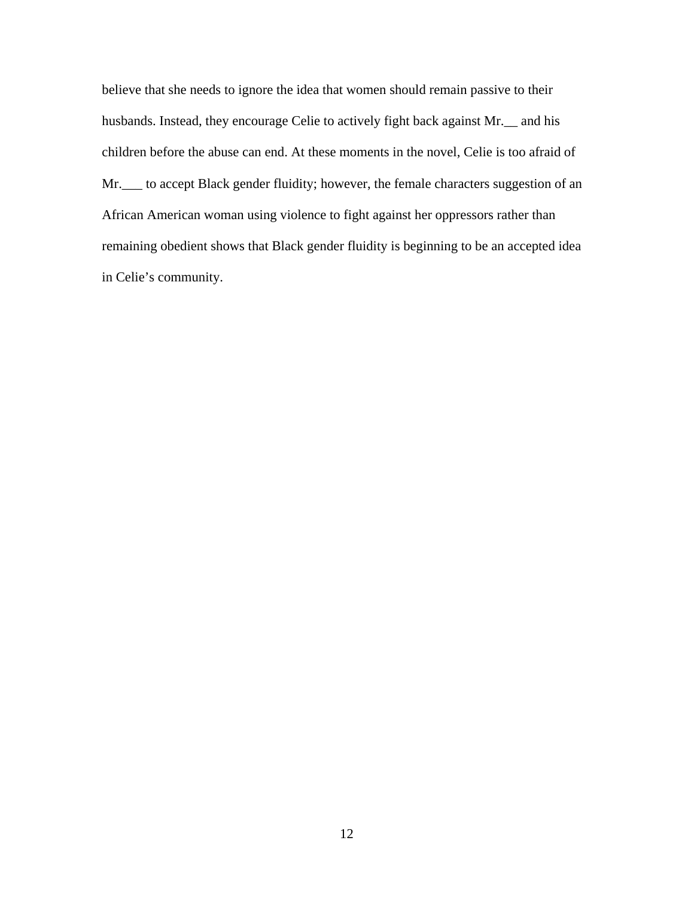believe that she needs to ignore the idea that women should remain passive to their husbands. Instead, they encourage Celie to actively fight back against Mr.__ and his children before the abuse can end. At these moments in the novel, Celie is too afraid of Mr.___ to accept Black gender fluidity; however, the female characters suggestion of an African American woman using violence to fight against her oppressors rather than remaining obedient shows that Black gender fluidity is beginning to be an accepted idea in Celie's community.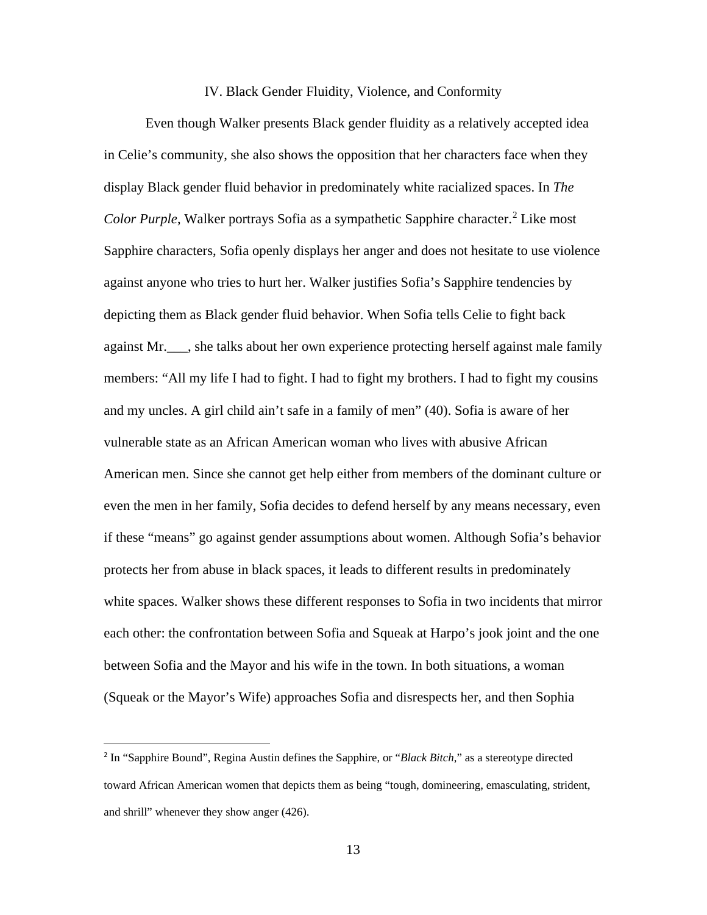## IV. Black Gender Fluidity, Violence, and Conformity

Even though Walker presents Black gender fluidity as a relatively accepted idea in Celie's community, she also shows the opposition that her characters face when they display Black gender fluid behavior in predominately white racialized spaces. In *The Color Purple*, Walker portrays Sofia as a sympathetic Sapphire character.[2] Like most Sapphire characters, Sofia openly displays her anger and does not hesitate to use violence against anyone who tries to hurt her. Walker justifies Sofia's Sapphire tendencies by depicting them as Black gender fluid behavior. When Sofia tells Celie to fight back against Mr.___, she talks about her own experience protecting herself against male family members: "All my life I had to fight. I had to fight my brothers. I had to fight my cousins and my uncles. A girl child ain't safe in a family of men" (40). Sofia is aware of her vulnerable state as an African American woman who lives with abusive African American men. Since she cannot get help either from members of the dominant culture or even the men in her family, Sofia decides to defend herself by any means necessary, even if these "means" go against gender assumptions about women. Although Sofia's behavior protects her from abuse in black spaces, it leads to different results in predominately white spaces. Walker shows these different responses to Sofia in two incidents that mirror each other: the confrontation between Sofia and Squeak at Harpo's jook joint and the one between Sofia and the Mayor and his wife in the town. In both situations, a woman (Squeak or the Mayor's Wife) approaches Sofia and disrespects her, and then Sophia

---

[2] In "Sapphire Bound", Regina Austin defines the Sapphire, or "*Black Bitch*," as a stereotype directed toward African American women that depicts them as being "tough, domineering, emasculating, strident, and shrill" whenever they show anger (426).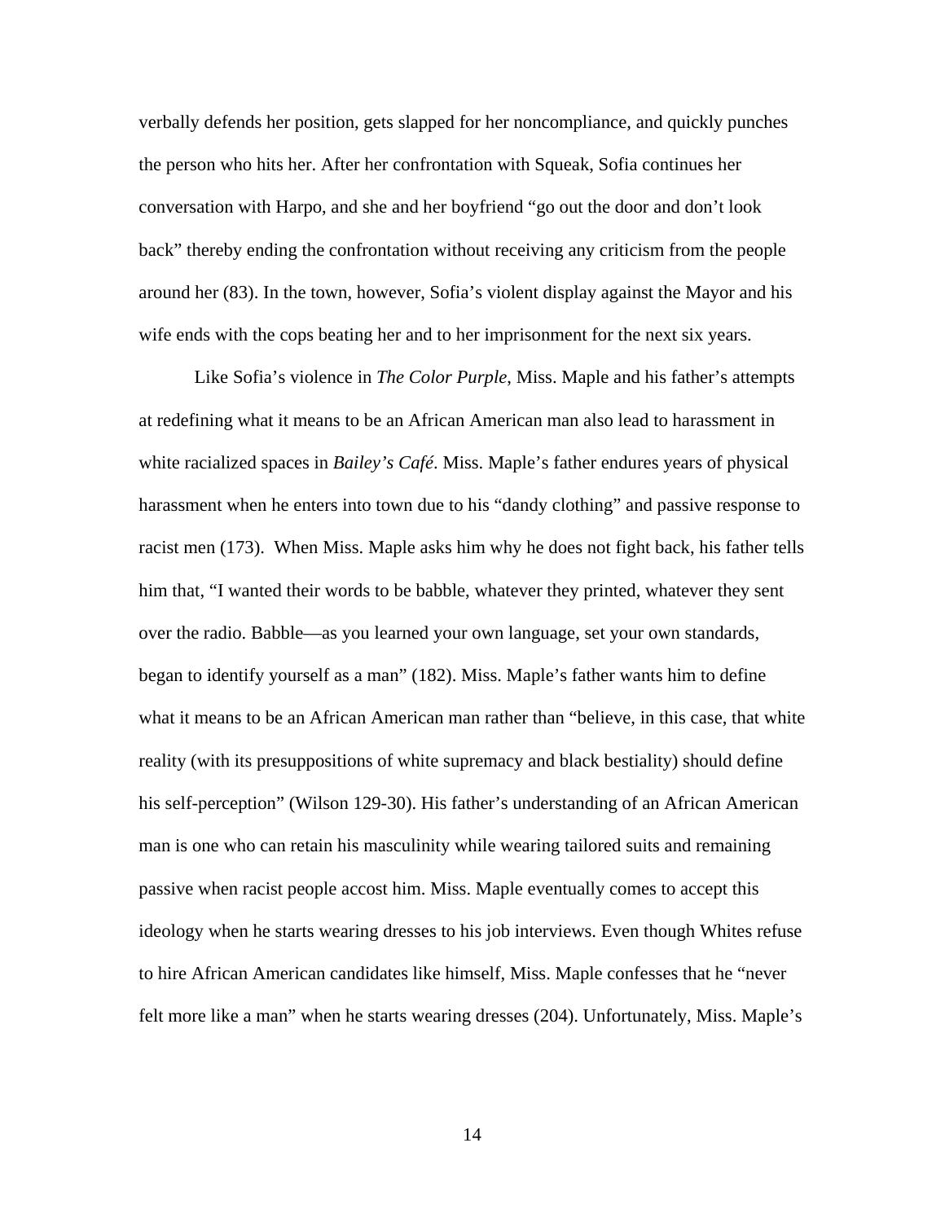verbally defends her position, gets slapped for her noncompliance, and quickly punches the person who hits her. After her confrontation with Squeak, Sofia continues her conversation with Harpo, and she and her boyfriend "go out the door and don't look back" thereby ending the confrontation without receiving any criticism from the people around her (83). In the town, however, Sofia's violent display against the Mayor and his wife ends with the cops beating her and to her imprisonment for the next six years.

Like Sofia's violence in *The Color Purple*, Miss. Maple and his father's attempts at redefining what it means to be an African American man also lead to harassment in white racialized spaces in *Bailey's Café*. Miss. Maple's father endures years of physical harassment when he enters into town due to his "dandy clothing" and passive response to racist men (173). When Miss. Maple asks him why he does not fight back, his father tells him that, "I wanted their words to be babble, whatever they printed, whatever they sent over the radio. Babble—as you learned your own language, set your own standards, began to identify yourself as a man" (182). Miss. Maple's father wants him to define what it means to be an African American man rather than "believe, in this case, that white reality (with its presuppositions of white supremacy and black bestiality) should define his self-perception" (Wilson 129-30). His father's understanding of an African American man is one who can retain his masculinity while wearing tailored suits and remaining passive when racist people accost him. Miss. Maple eventually comes to accept this ideology when he starts wearing dresses to his job interviews. Even though Whites refuse to hire African American candidates like himself, Miss. Maple confesses that he "never felt more like a man" when he starts wearing dresses (204). Unfortunately, Miss. Maple's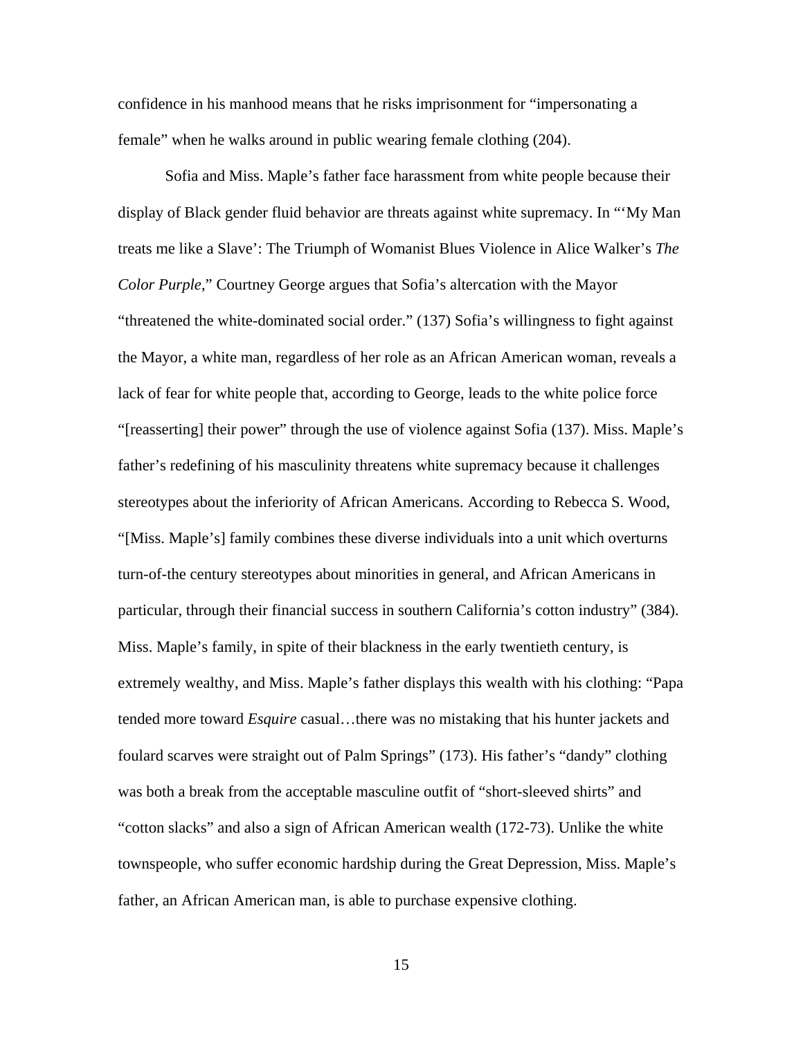confidence in his manhood means that he risks imprisonment for "impersonating a female" when he walks around in public wearing female clothing (204).

Sofia and Miss. Maple's father face harassment from white people because their display of Black gender fluid behavior are threats against white supremacy. In "'My Man treats me like a Slave': The Triumph of Womanist Blues Violence in Alice Walker's *The Color Purple*," Courtney George argues that Sofia's altercation with the Mayor "threatened the white-dominated social order." (137) Sofia's willingness to fight against the Mayor, a white man, regardless of her role as an African American woman, reveals a lack of fear for white people that, according to George, leads to the white police force "[reasserting] their power" through the use of violence against Sofia (137). Miss. Maple's father's redefining of his masculinity threatens white supremacy because it challenges stereotypes about the inferiority of African Americans. According to Rebecca S. Wood, "[Miss. Maple's] family combines these diverse individuals into a unit which overturns turn-of-the century stereotypes about minorities in general, and African Americans in particular, through their financial success in southern California's cotton industry" (384). Miss. Maple's family, in spite of their blackness in the early twentieth century, is extremely wealthy, and Miss. Maple's father displays this wealth with his clothing: "Papa tended more toward *Esquire* casual…there was no mistaking that his hunter jackets and foulard scarves were straight out of Palm Springs" (173). His father's "dandy" clothing was both a break from the acceptable masculine outfit of "short-sleeved shirts" and "cotton slacks" and also a sign of African American wealth (172-73). Unlike the white townspeople, who suffer economic hardship during the Great Depression, Miss. Maple's father, an African American man, is able to purchase expensive clothing.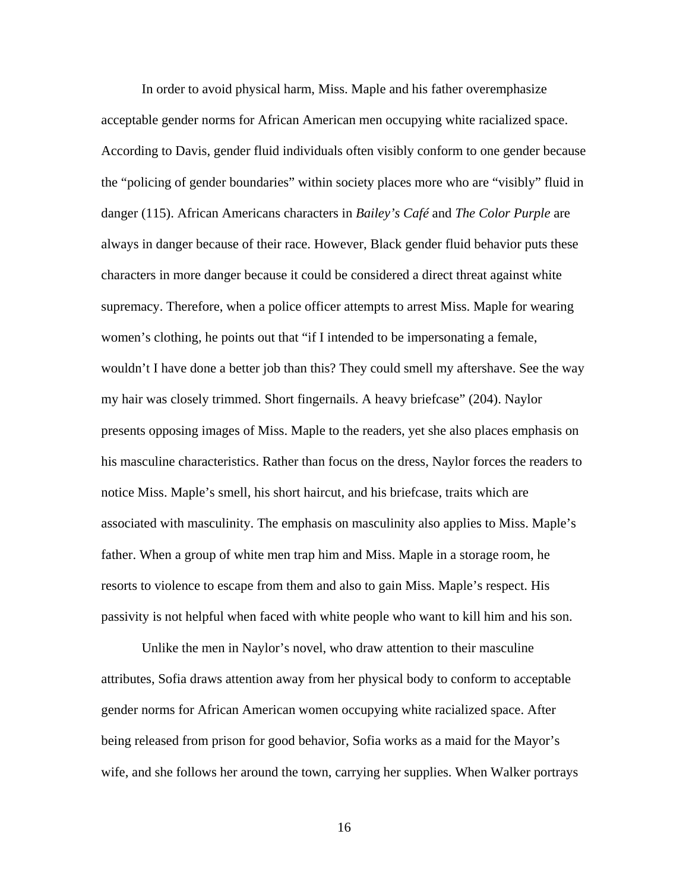In order to avoid physical harm, Miss. Maple and his father overemphasize acceptable gender norms for African American men occupying white racialized space. According to Davis, gender fluid individuals often visibly conform to one gender because the "policing of gender boundaries" within society places more who are "visibly" fluid in danger (115). African Americans characters in *Bailey's Café* and *The Color Purple* are always in danger because of their race. However, Black gender fluid behavior puts these characters in more danger because it could be considered a direct threat against white supremacy. Therefore, when a police officer attempts to arrest Miss. Maple for wearing women's clothing, he points out that "if I intended to be impersonating a female, wouldn't I have done a better job than this? They could smell my aftershave. See the way my hair was closely trimmed. Short fingernails. A heavy briefcase" (204). Naylor presents opposing images of Miss. Maple to the readers, yet she also places emphasis on his masculine characteristics. Rather than focus on the dress, Naylor forces the readers to notice Miss. Maple's smell, his short haircut, and his briefcase, traits which are associated with masculinity. The emphasis on masculinity also applies to Miss. Maple's father. When a group of white men trap him and Miss. Maple in a storage room, he resorts to violence to escape from them and also to gain Miss. Maple's respect. His passivity is not helpful when faced with white people who want to kill him and his son.

Unlike the men in Naylor's novel, who draw attention to their masculine attributes, Sofia draws attention away from her physical body to conform to acceptable gender norms for African American women occupying white racialized space. After being released from prison for good behavior, Sofia works as a maid for the Mayor's wife, and she follows her around the town, carrying her supplies. When Walker portrays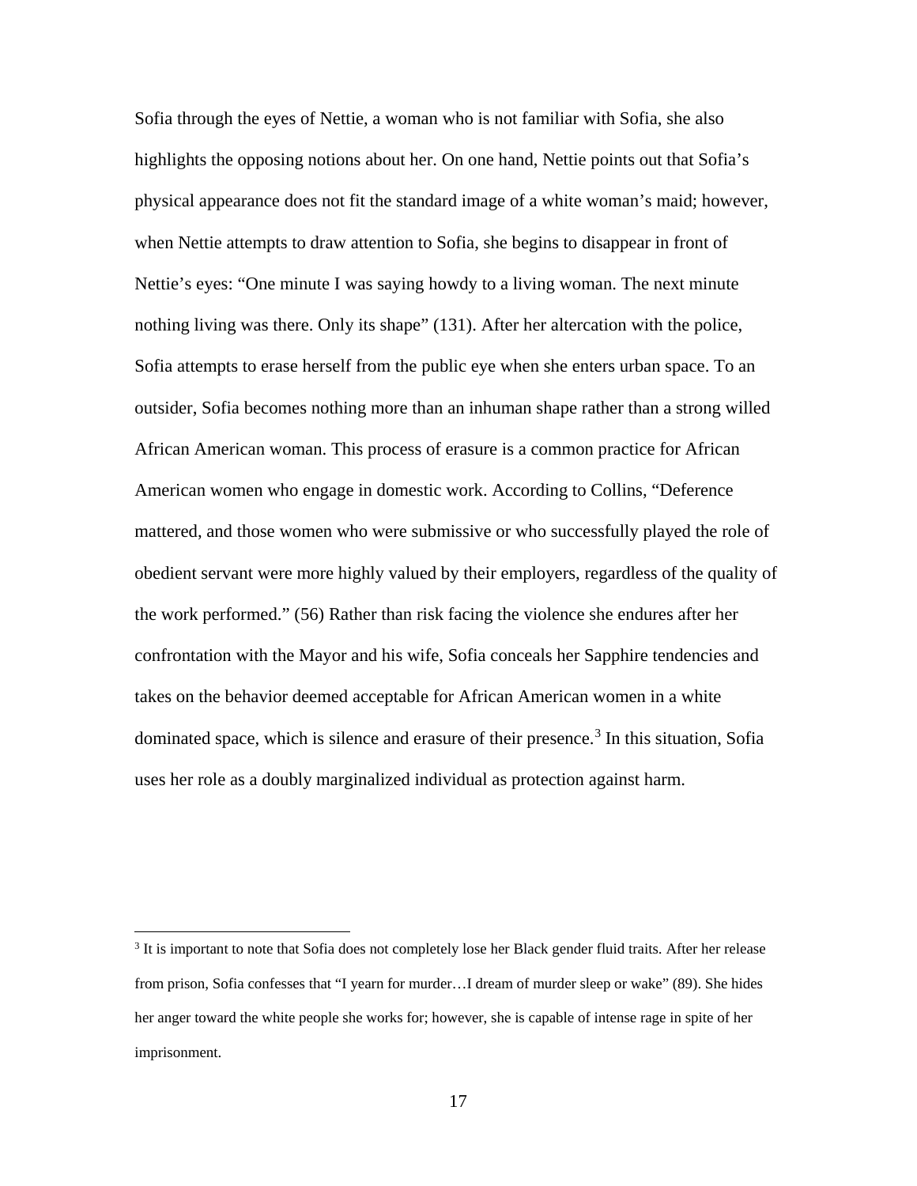Sofia through the eyes of Nettie, a woman who is not familiar with Sofia, she also highlights the opposing notions about her. On one hand, Nettie points out that Sofia's physical appearance does not fit the standard image of a white woman's maid; however, when Nettie attempts to draw attention to Sofia, she begins to disappear in front of Nettie's eyes: "One minute I was saying howdy to a living woman. The next minute nothing living was there. Only its shape" (131). After her altercation with the police, Sofia attempts to erase herself from the public eye when she enters urban space. To an outsider, Sofia becomes nothing more than an inhuman shape rather than a strong willed African American woman. This process of erasure is a common practice for African American women who engage in domestic work. According to Collins, "Deference mattered, and those women who were submissive or who successfully played the role of obedient servant were more highly valued by their employers, regardless of the quality of the work performed." (56) Rather than risk facing the violence she endures after her confrontation with the Mayor and his wife, Sofia conceals her Sapphire tendencies and takes on the behavior deemed acceptable for African American women in a white dominated space, which is silence and erasure of their presence.[3] In this situation, Sofia uses her role as a doubly marginalized individual as protection against harm.

---

[3] It is important to note that Sofia does not completely lose her Black gender fluid traits. After her release from prison, Sofia confesses that "I yearn for murder…I dream of murder sleep or wake" (89). She hides her anger toward the white people she works for; however, she is capable of intense rage in spite of her imprisonment.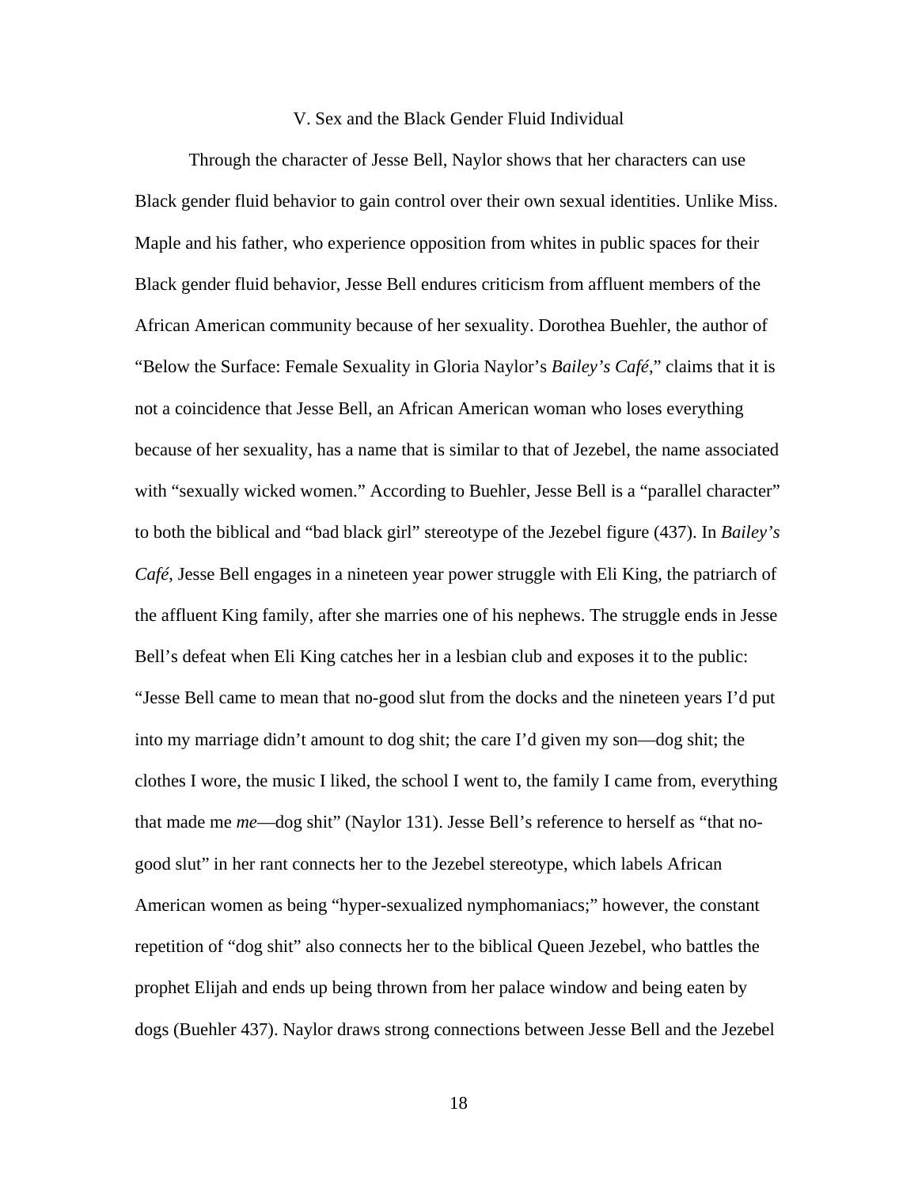## V. Sex and the Black Gender Fluid Individual

Through the character of Jesse Bell, Naylor shows that her characters can use Black gender fluid behavior to gain control over their own sexual identities. Unlike Miss. Maple and his father, who experience opposition from whites in public spaces for their Black gender fluid behavior, Jesse Bell endures criticism from affluent members of the African American community because of her sexuality. Dorothea Buehler, the author of "Below the Surface: Female Sexuality in Gloria Naylor's *Bailey's Café*," claims that it is not a coincidence that Jesse Bell, an African American woman who loses everything because of her sexuality, has a name that is similar to that of Jezebel, the name associated with "sexually wicked women." According to Buehler, Jesse Bell is a "parallel character" to both the biblical and "bad black girl" stereotype of the Jezebel figure (437). In *Bailey's Café*, Jesse Bell engages in a nineteen year power struggle with Eli King, the patriarch of the affluent King family, after she marries one of his nephews. The struggle ends in Jesse Bell's defeat when Eli King catches her in a lesbian club and exposes it to the public: "Jesse Bell came to mean that no-good slut from the docks and the nineteen years I'd put into my marriage didn't amount to dog shit; the care I'd given my son—dog shit; the clothes I wore, the music I liked, the school I went to, the family I came from, everything that made me *me*—dog shit" (Naylor 131). Jesse Bell's reference to herself as "that no-good slut" in her rant connects her to the Jezebel stereotype, which labels African American women as being "hyper-sexualized nymphomaniacs;" however, the constant repetition of "dog shit" also connects her to the biblical Queen Jezebel, who battles the prophet Elijah and ends up being thrown from her palace window and being eaten by dogs (Buehler 437). Naylor draws strong connections between Jesse Bell and the Jezebel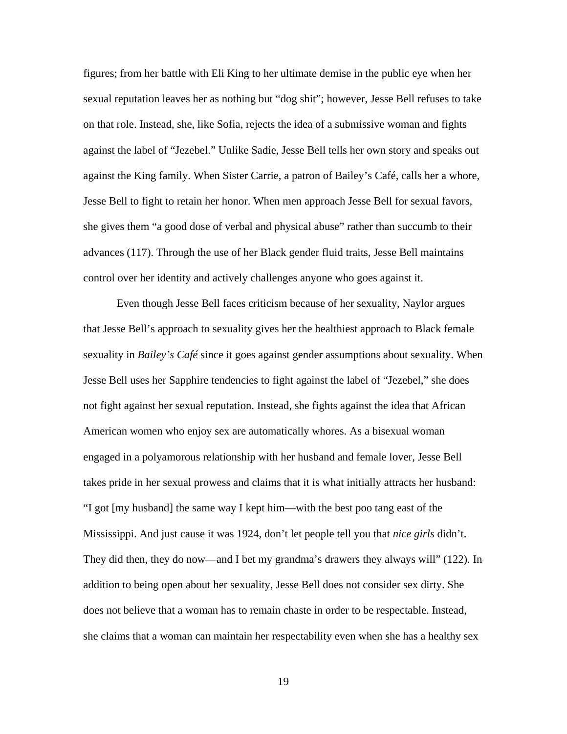figures; from her battle with Eli King to her ultimate demise in the public eye when her sexual reputation leaves her as nothing but "dog shit"; however, Jesse Bell refuses to take on that role. Instead, she, like Sofia, rejects the idea of a submissive woman and fights against the label of "Jezebel." Unlike Sadie, Jesse Bell tells her own story and speaks out against the King family. When Sister Carrie, a patron of Bailey's Café, calls her a whore, Jesse Bell to fight to retain her honor. When men approach Jesse Bell for sexual favors, she gives them "a good dose of verbal and physical abuse" rather than succumb to their advances (117). Through the use of her Black gender fluid traits, Jesse Bell maintains control over her identity and actively challenges anyone who goes against it.

Even though Jesse Bell faces criticism because of her sexuality, Naylor argues that Jesse Bell's approach to sexuality gives her the healthiest approach to Black female sexuality in *Bailey's Café* since it goes against gender assumptions about sexuality. When Jesse Bell uses her Sapphire tendencies to fight against the label of "Jezebel," she does not fight against her sexual reputation. Instead, she fights against the idea that African American women who enjoy sex are automatically whores. As a bisexual woman engaged in a polyamorous relationship with her husband and female lover, Jesse Bell takes pride in her sexual prowess and claims that it is what initially attracts her husband: "I got [my husband] the same way I kept him—with the best poo tang east of the Mississippi. And just cause it was 1924, don't let people tell you that *nice girls* didn't. They did then, they do now—and I bet my grandma's drawers they always will" (122). In addition to being open about her sexuality, Jesse Bell does not consider sex dirty. She does not believe that a woman has to remain chaste in order to be respectable. Instead, she claims that a woman can maintain her respectability even when she has a healthy sex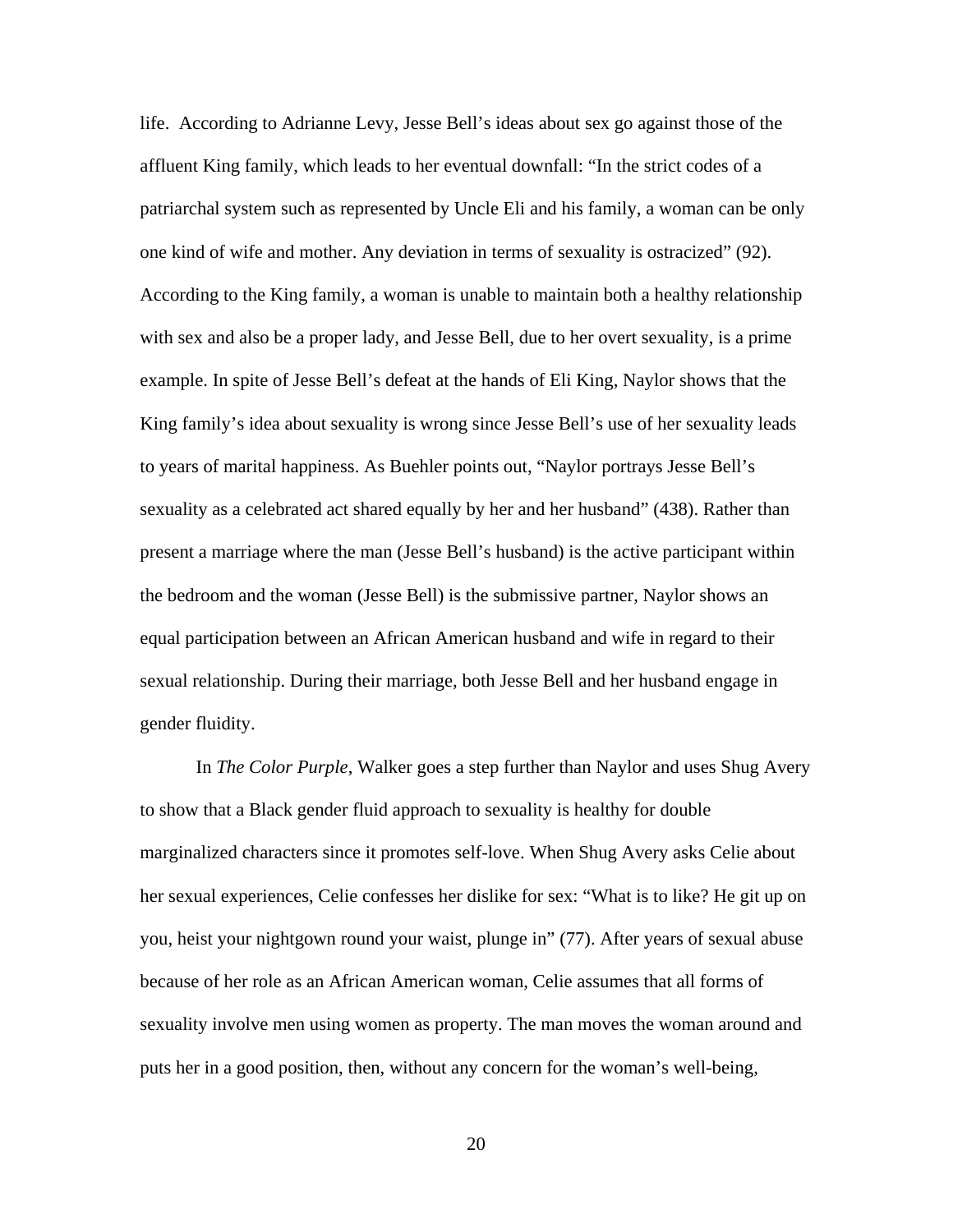life. According to Adrianne Levy, Jesse Bell's ideas about sex go against those of the affluent King family, which leads to her eventual downfall: "In the strict codes of a patriarchal system such as represented by Uncle Eli and his family, a woman can be only one kind of wife and mother. Any deviation in terms of sexuality is ostracized" (92). According to the King family, a woman is unable to maintain both a healthy relationship with sex and also be a proper lady, and Jesse Bell, due to her overt sexuality, is a prime example. In spite of Jesse Bell's defeat at the hands of Eli King, Naylor shows that the King family's idea about sexuality is wrong since Jesse Bell's use of her sexuality leads to years of marital happiness. As Buehler points out, "Naylor portrays Jesse Bell's sexuality as a celebrated act shared equally by her and her husband" (438). Rather than present a marriage where the man (Jesse Bell's husband) is the active participant within the bedroom and the woman (Jesse Bell) is the submissive partner, Naylor shows an equal participation between an African American husband and wife in regard to their sexual relationship. During their marriage, both Jesse Bell and her husband engage in gender fluidity.

In *The Color Purple*, Walker goes a step further than Naylor and uses Shug Avery to show that a Black gender fluid approach to sexuality is healthy for double marginalized characters since it promotes self-love. When Shug Avery asks Celie about her sexual experiences, Celie confesses her dislike for sex: "What is to like? He git up on you, heist your nightgown round your waist, plunge in" (77). After years of sexual abuse because of her role as an African American woman, Celie assumes that all forms of sexuality involve men using women as property. The man moves the woman around and puts her in a good position, then, without any concern for the woman's well-being,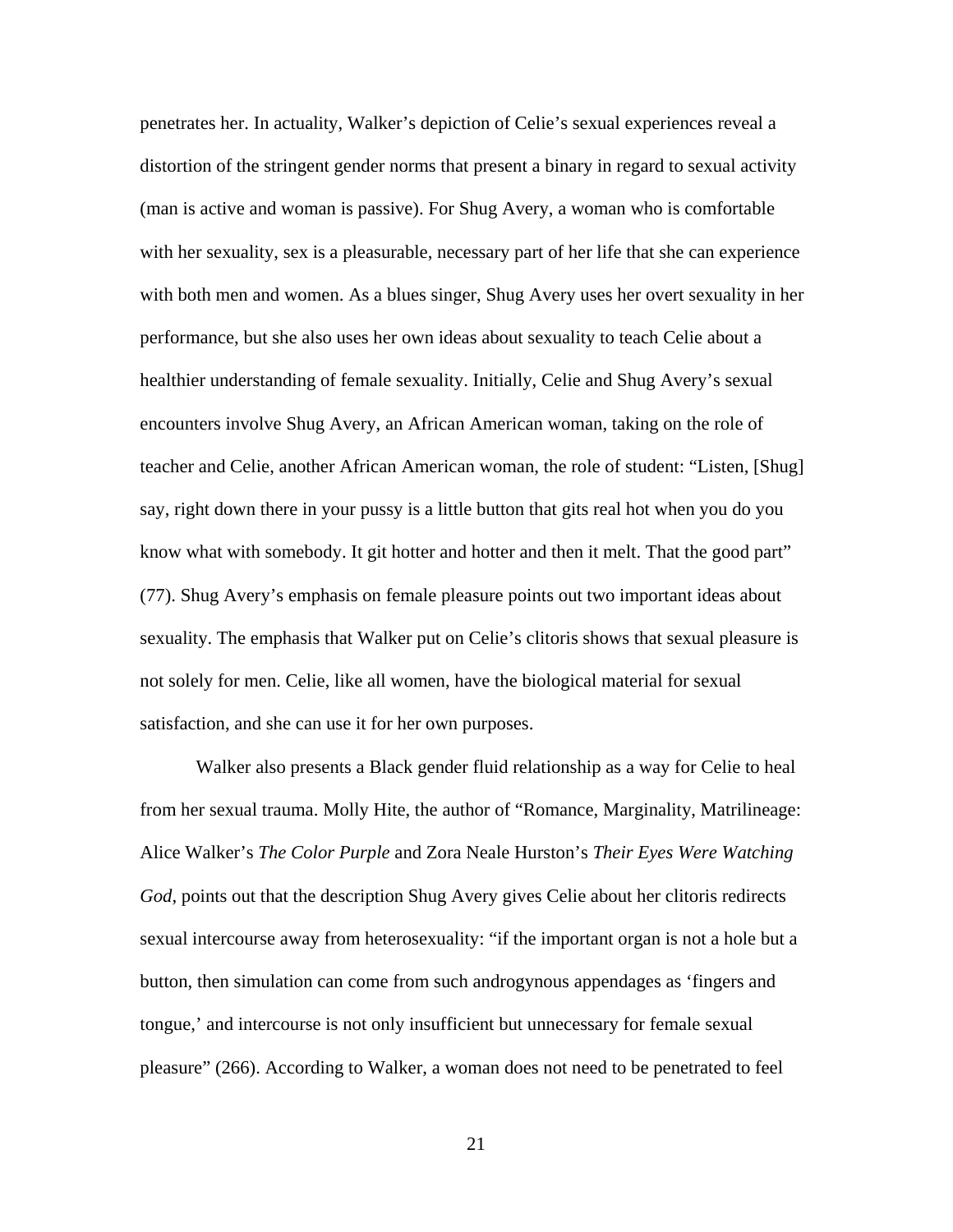penetrates her. In actuality, Walker's depiction of Celie's sexual experiences reveal a distortion of the stringent gender norms that present a binary in regard to sexual activity (man is active and woman is passive). For Shug Avery, a woman who is comfortable with her sexuality, sex is a pleasurable, necessary part of her life that she can experience with both men and women. As a blues singer, Shug Avery uses her overt sexuality in her performance, but she also uses her own ideas about sexuality to teach Celie about a healthier understanding of female sexuality. Initially, Celie and Shug Avery's sexual encounters involve Shug Avery, an African American woman, taking on the role of teacher and Celie, another African American woman, the role of student: "Listen, [Shug] say, right down there in your pussy is a little button that gits real hot when you do you know what with somebody. It git hotter and hotter and then it melt. That the good part" (77). Shug Avery's emphasis on female pleasure points out two important ideas about sexuality. The emphasis that Walker put on Celie's clitoris shows that sexual pleasure is not solely for men. Celie, like all women, have the biological material for sexual satisfaction, and she can use it for her own purposes.

Walker also presents a Black gender fluid relationship as a way for Celie to heal from her sexual trauma. Molly Hite, the author of "Romance, Marginality, Matrilineage: Alice Walker's *The Color Purple* and Zora Neale Hurston's *Their Eyes Were Watching God*, points out that the description Shug Avery gives Celie about her clitoris redirects sexual intercourse away from heterosexuality: "if the important organ is not a hole but a button, then simulation can come from such androgynous appendages as 'fingers and tongue,' and intercourse is not only insufficient but unnecessary for female sexual pleasure" (266). According to Walker, a woman does not need to be penetrated to feel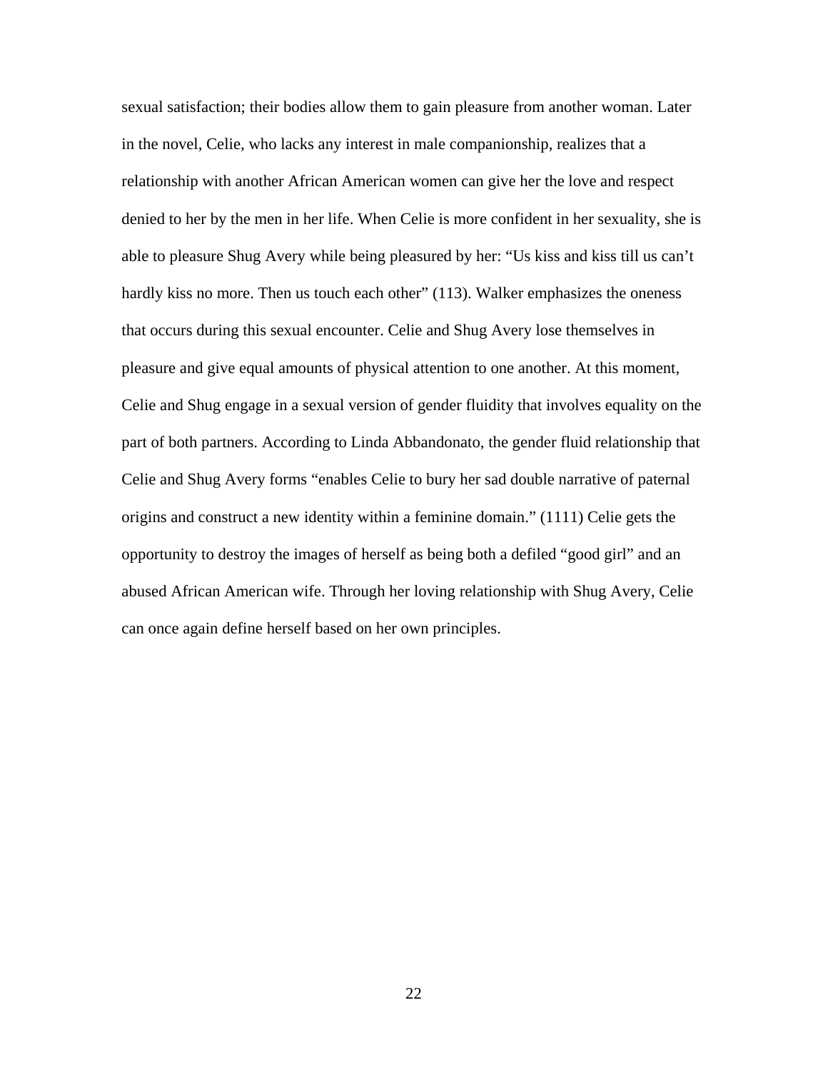sexual satisfaction; their bodies allow them to gain pleasure from another woman. Later in the novel, Celie, who lacks any interest in male companionship, realizes that a relationship with another African American women can give her the love and respect denied to her by the men in her life. When Celie is more confident in her sexuality, she is able to pleasure Shug Avery while being pleasured by her: "Us kiss and kiss till us can't hardly kiss no more. Then us touch each other" (113). Walker emphasizes the oneness that occurs during this sexual encounter. Celie and Shug Avery lose themselves in pleasure and give equal amounts of physical attention to one another. At this moment, Celie and Shug engage in a sexual version of gender fluidity that involves equality on the part of both partners. According to Linda Abbandonato, the gender fluid relationship that Celie and Shug Avery forms "enables Celie to bury her sad double narrative of paternal origins and construct a new identity within a feminine domain." (1111) Celie gets the opportunity to destroy the images of herself as being both a defiled "good girl" and an abused African American wife. Through her loving relationship with Shug Avery, Celie can once again define herself based on her own principles.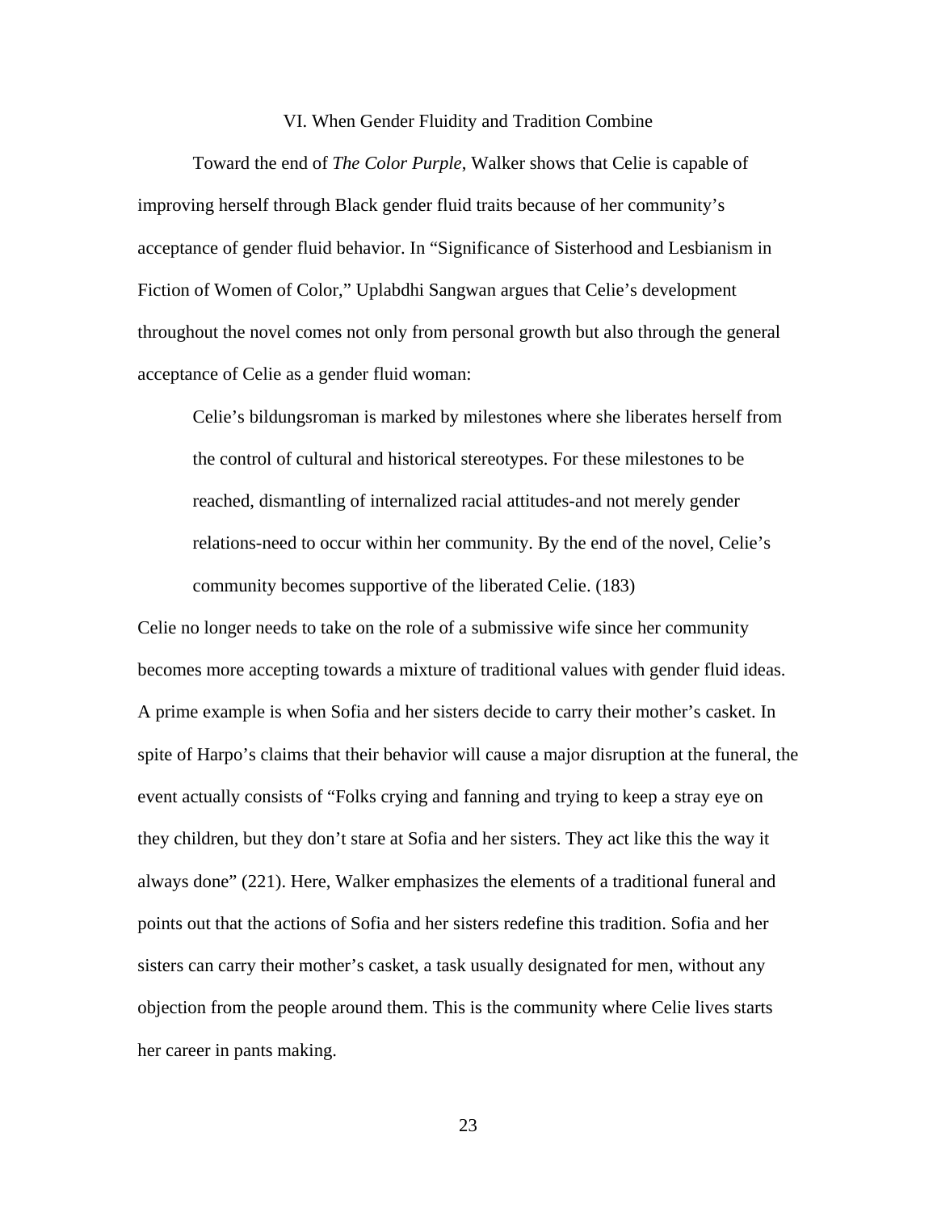## VI. When Gender Fluidity and Tradition Combine

Toward the end of *The Color Purple*, Walker shows that Celie is capable of improving herself through Black gender fluid traits because of her community's acceptance of gender fluid behavior. In "Significance of Sisterhood and Lesbianism in Fiction of Women of Color," Uplabdhi Sangwan argues that Celie's development throughout the novel comes not only from personal growth but also through the general acceptance of Celie as a gender fluid woman:

> Celie's bildungsroman is marked by milestones where she liberates herself from the control of cultural and historical stereotypes. For these milestones to be reached, dismantling of internalized racial attitudes-and not merely gender relations-need to occur within her community. By the end of the novel, Celie's community becomes supportive of the liberated Celie. (183)

Celie no longer needs to take on the role of a submissive wife since her community becomes more accepting towards a mixture of traditional values with gender fluid ideas. A prime example is when Sofia and her sisters decide to carry their mother's casket. In spite of Harpo's claims that their behavior will cause a major disruption at the funeral, the event actually consists of "Folks crying and fanning and trying to keep a stray eye on they children, but they don't stare at Sofia and her sisters. They act like this the way it always done" (221). Here, Walker emphasizes the elements of a traditional funeral and points out that the actions of Sofia and her sisters redefine this tradition. Sofia and her sisters can carry their mother's casket, a task usually designated for men, without any objection from the people around them. This is the community where Celie lives starts her career in pants making.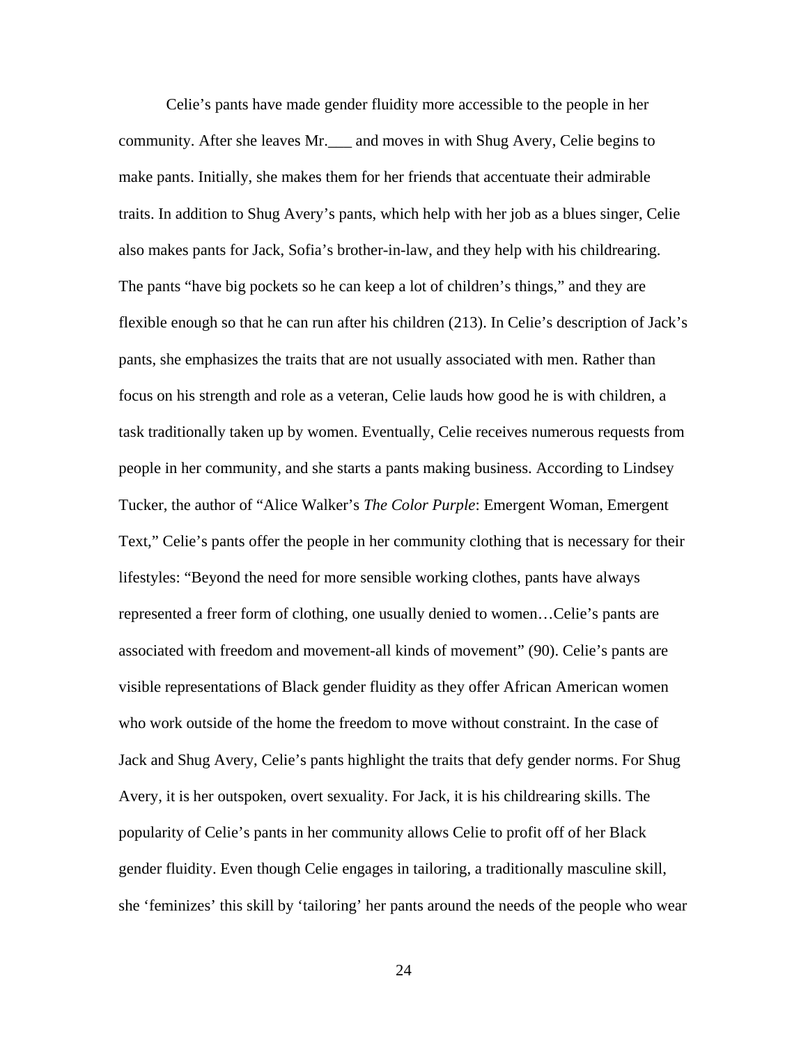Celie's pants have made gender fluidity more accessible to the people in her community. After she leaves Mr.___ and moves in with Shug Avery, Celie begins to make pants. Initially, she makes them for her friends that accentuate their admirable traits. In addition to Shug Avery's pants, which help with her job as a blues singer, Celie also makes pants for Jack, Sofia's brother-in-law, and they help with his childrearing. The pants "have big pockets so he can keep a lot of children's things," and they are flexible enough so that he can run after his children (213). In Celie's description of Jack's pants, she emphasizes the traits that are not usually associated with men. Rather than focus on his strength and role as a veteran, Celie lauds how good he is with children, a task traditionally taken up by women. Eventually, Celie receives numerous requests from people in her community, and she starts a pants making business. According to Lindsey Tucker, the author of "Alice Walker's *The Color Purple*: Emergent Woman, Emergent Text," Celie's pants offer the people in her community clothing that is necessary for their lifestyles: "Beyond the need for more sensible working clothes, pants have always represented a freer form of clothing, one usually denied to women…Celie's pants are associated with freedom and movement-all kinds of movement" (90). Celie's pants are visible representations of Black gender fluidity as they offer African American women who work outside of the home the freedom to move without constraint. In the case of Jack and Shug Avery, Celie's pants highlight the traits that defy gender norms. For Shug Avery, it is her outspoken, overt sexuality. For Jack, it is his childrearing skills. The popularity of Celie's pants in her community allows Celie to profit off of her Black gender fluidity. Even though Celie engages in tailoring, a traditionally masculine skill, she 'feminizes' this skill by 'tailoring' her pants around the needs of the people who wear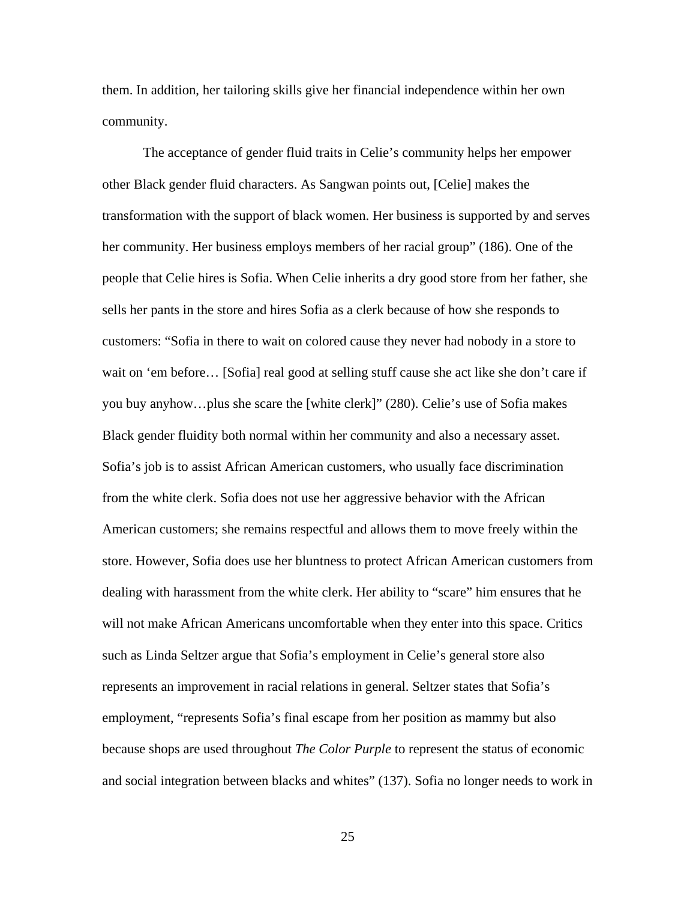them. In addition, her tailoring skills give her financial independence within her own community.

The acceptance of gender fluid traits in Celie's community helps her empower other Black gender fluid characters. As Sangwan points out, [Celie] makes the transformation with the support of black women. Her business is supported by and serves her community. Her business employs members of her racial group" (186). One of the people that Celie hires is Sofia. When Celie inherits a dry good store from her father, she sells her pants in the store and hires Sofia as a clerk because of how she responds to customers: "Sofia in there to wait on colored cause they never had nobody in a store to wait on 'em before… [Sofia] real good at selling stuff cause she act like she don't care if you buy anyhow…plus she scare the [white clerk]" (280). Celie's use of Sofia makes Black gender fluidity both normal within her community and also a necessary asset. Sofia's job is to assist African American customers, who usually face discrimination from the white clerk. Sofia does not use her aggressive behavior with the African American customers; she remains respectful and allows them to move freely within the store. However, Sofia does use her bluntness to protect African American customers from dealing with harassment from the white clerk. Her ability to "scare" him ensures that he will not make African Americans uncomfortable when they enter into this space. Critics such as Linda Seltzer argue that Sofia's employment in Celie's general store also represents an improvement in racial relations in general. Seltzer states that Sofia's employment, "represents Sofia's final escape from her position as mammy but also because shops are used throughout *The Color Purple* to represent the status of economic and social integration between blacks and whites" (137). Sofia no longer needs to work in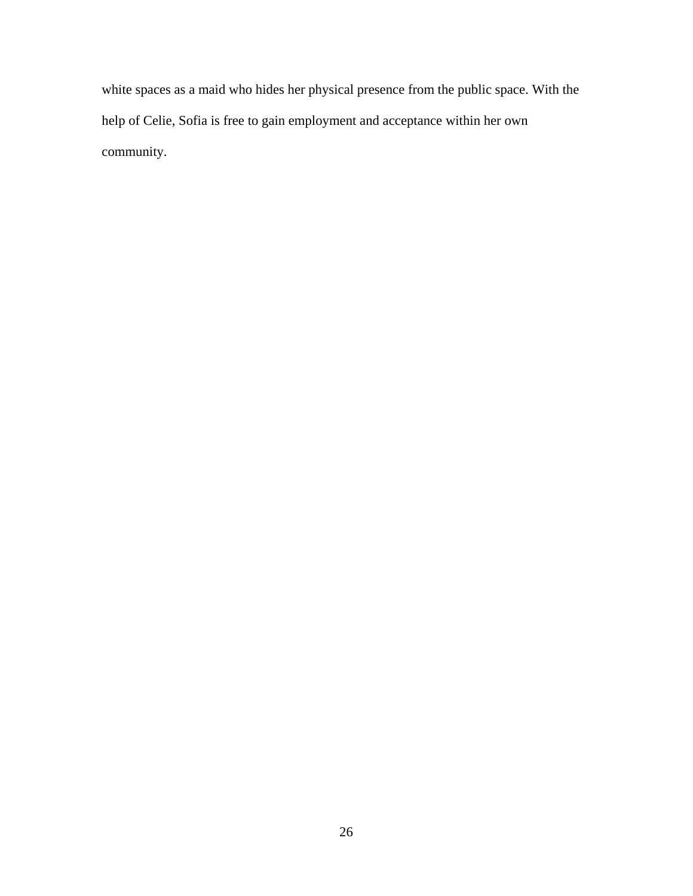white spaces as a maid who hides her physical presence from the public space. With the help of Celie, Sofia is free to gain employment and acceptance within her own community.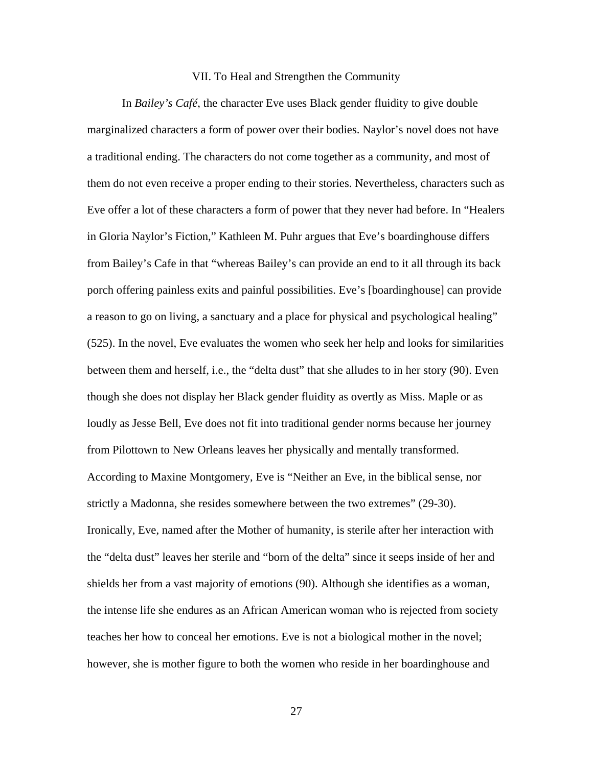## VII. To Heal and Strengthen the Community

In *Bailey's Café*, the character Eve uses Black gender fluidity to give double marginalized characters a form of power over their bodies. Naylor's novel does not have a traditional ending. The characters do not come together as a community, and most of them do not even receive a proper ending to their stories. Nevertheless, characters such as Eve offer a lot of these characters a form of power that they never had before. In "Healers in Gloria Naylor's Fiction," Kathleen M. Puhr argues that Eve's boardinghouse differs from Bailey's Cafe in that "whereas Bailey's can provide an end to it all through its back porch offering painless exits and painful possibilities. Eve's [boardinghouse] can provide a reason to go on living, a sanctuary and a place for physical and psychological healing" (525). In the novel, Eve evaluates the women who seek her help and looks for similarities between them and herself, i.e., the "delta dust" that she alludes to in her story (90). Even though she does not display her Black gender fluidity as overtly as Miss. Maple or as loudly as Jesse Bell, Eve does not fit into traditional gender norms because her journey from Pilottown to New Orleans leaves her physically and mentally transformed. According to Maxine Montgomery, Eve is "Neither an Eve, in the biblical sense, nor strictly a Madonna, she resides somewhere between the two extremes" (29-30). Ironically, Eve, named after the Mother of humanity, is sterile after her interaction with the "delta dust" leaves her sterile and "born of the delta" since it seeps inside of her and shields her from a vast majority of emotions (90). Although she identifies as a woman, the intense life she endures as an African American woman who is rejected from society teaches her how to conceal her emotions. Eve is not a biological mother in the novel; however, she is mother figure to both the women who reside in her boardinghouse and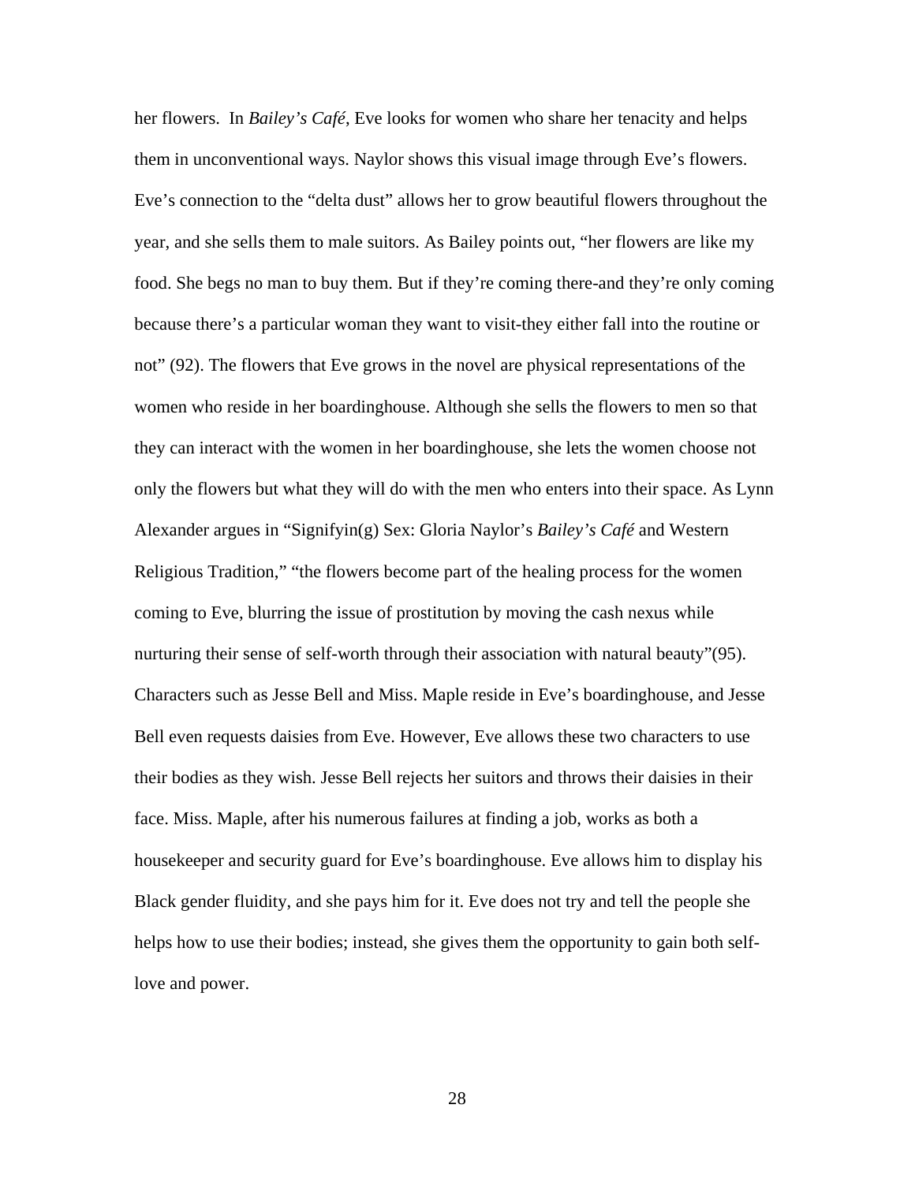her flowers. In *Bailey's Café*, Eve looks for women who share her tenacity and helps them in unconventional ways. Naylor shows this visual image through Eve's flowers. Eve's connection to the "delta dust" allows her to grow beautiful flowers throughout the year, and she sells them to male suitors. As Bailey points out, "her flowers are like my food. She begs no man to buy them. But if they're coming there-and they're only coming because there's a particular woman they want to visit-they either fall into the routine or not" (92). The flowers that Eve grows in the novel are physical representations of the women who reside in her boardinghouse. Although she sells the flowers to men so that they can interact with the women in her boardinghouse, she lets the women choose not only the flowers but what they will do with the men who enters into their space. As Lynn Alexander argues in "Signifyin(g) Sex: Gloria Naylor's *Bailey's Café* and Western Religious Tradition," "the flowers become part of the healing process for the women coming to Eve, blurring the issue of prostitution by moving the cash nexus while nurturing their sense of self-worth through their association with natural beauty"(95). Characters such as Jesse Bell and Miss. Maple reside in Eve's boardinghouse, and Jesse Bell even requests daisies from Eve. However, Eve allows these two characters to use their bodies as they wish. Jesse Bell rejects her suitors and throws their daisies in their face. Miss. Maple, after his numerous failures at finding a job, works as both a housekeeper and security guard for Eve's boardinghouse. Eve allows him to display his Black gender fluidity, and she pays him for it. Eve does not try and tell the people she helps how to use their bodies; instead, she gives them the opportunity to gain both self-love and power.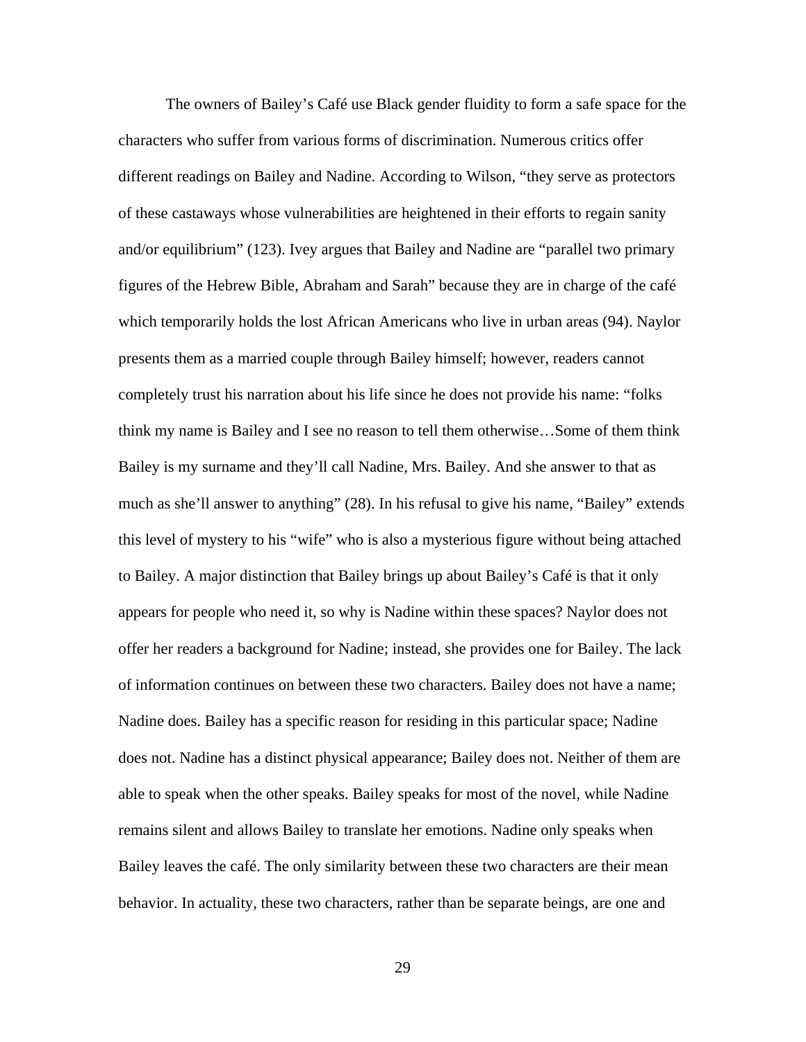The owners of Bailey's Café use Black gender fluidity to form a safe space for the characters who suffer from various forms of discrimination. Numerous critics offer different readings on Bailey and Nadine. According to Wilson, "they serve as protectors of these castaways whose vulnerabilities are heightened in their efforts to regain sanity and/or equilibrium" (123). Ivey argues that Bailey and Nadine are "parallel two primary figures of the Hebrew Bible, Abraham and Sarah" because they are in charge of the café which temporarily holds the lost African Americans who live in urban areas (94). Naylor presents them as a married couple through Bailey himself; however, readers cannot completely trust his narration about his life since he does not provide his name: "folks think my name is Bailey and I see no reason to tell them otherwise…Some of them think Bailey is my surname and they'll call Nadine, Mrs. Bailey. And she answer to that as much as she'll answer to anything" (28). In his refusal to give his name, "Bailey" extends this level of mystery to his "wife" who is also a mysterious figure without being attached to Bailey. A major distinction that Bailey brings up about Bailey's Café is that it only appears for people who need it, so why is Nadine within these spaces? Naylor does not offer her readers a background for Nadine; instead, she provides one for Bailey. The lack of information continues on between these two characters. Bailey does not have a name; Nadine does. Bailey has a specific reason for residing in this particular space; Nadine does not. Nadine has a distinct physical appearance; Bailey does not. Neither of them are able to speak when the other speaks. Bailey speaks for most of the novel, while Nadine remains silent and allows Bailey to translate her emotions. Nadine only speaks when Bailey leaves the café. The only similarity between these two characters are their mean behavior. In actuality, these two characters, rather than be separate beings, are one and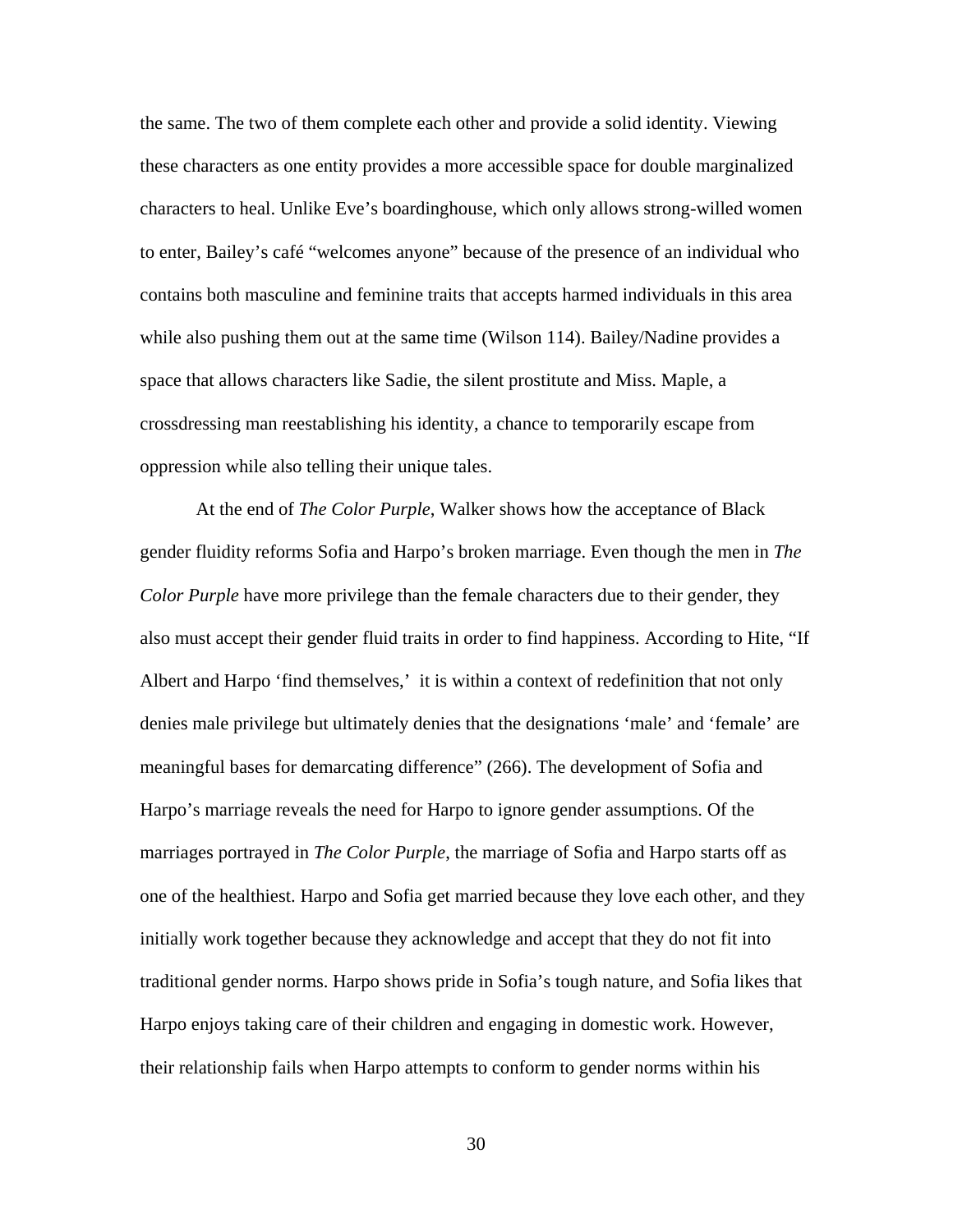the same. The two of them complete each other and provide a solid identity. Viewing these characters as one entity provides a more accessible space for double marginalized characters to heal. Unlike Eve's boardinghouse, which only allows strong-willed women to enter, Bailey's café "welcomes anyone" because of the presence of an individual who contains both masculine and feminine traits that accepts harmed individuals in this area while also pushing them out at the same time (Wilson 114). Bailey/Nadine provides a space that allows characters like Sadie, the silent prostitute and Miss. Maple, a crossdressing man reestablishing his identity, a chance to temporarily escape from oppression while also telling their unique tales.

At the end of *The Color Purple*, Walker shows how the acceptance of Black gender fluidity reforms Sofia and Harpo's broken marriage. Even though the men in *The Color Purple* have more privilege than the female characters due to their gender, they also must accept their gender fluid traits in order to find happiness. According to Hite, "If Albert and Harpo 'find themselves,' it is within a context of redefinition that not only denies male privilege but ultimately denies that the designations 'male' and 'female' are meaningful bases for demarcating difference" (266). The development of Sofia and Harpo's marriage reveals the need for Harpo to ignore gender assumptions. Of the marriages portrayed in *The Color Purple*, the marriage of Sofia and Harpo starts off as one of the healthiest. Harpo and Sofia get married because they love each other, and they initially work together because they acknowledge and accept that they do not fit into traditional gender norms. Harpo shows pride in Sofia's tough nature, and Sofia likes that Harpo enjoys taking care of their children and engaging in domestic work. However, their relationship fails when Harpo attempts to conform to gender norms within his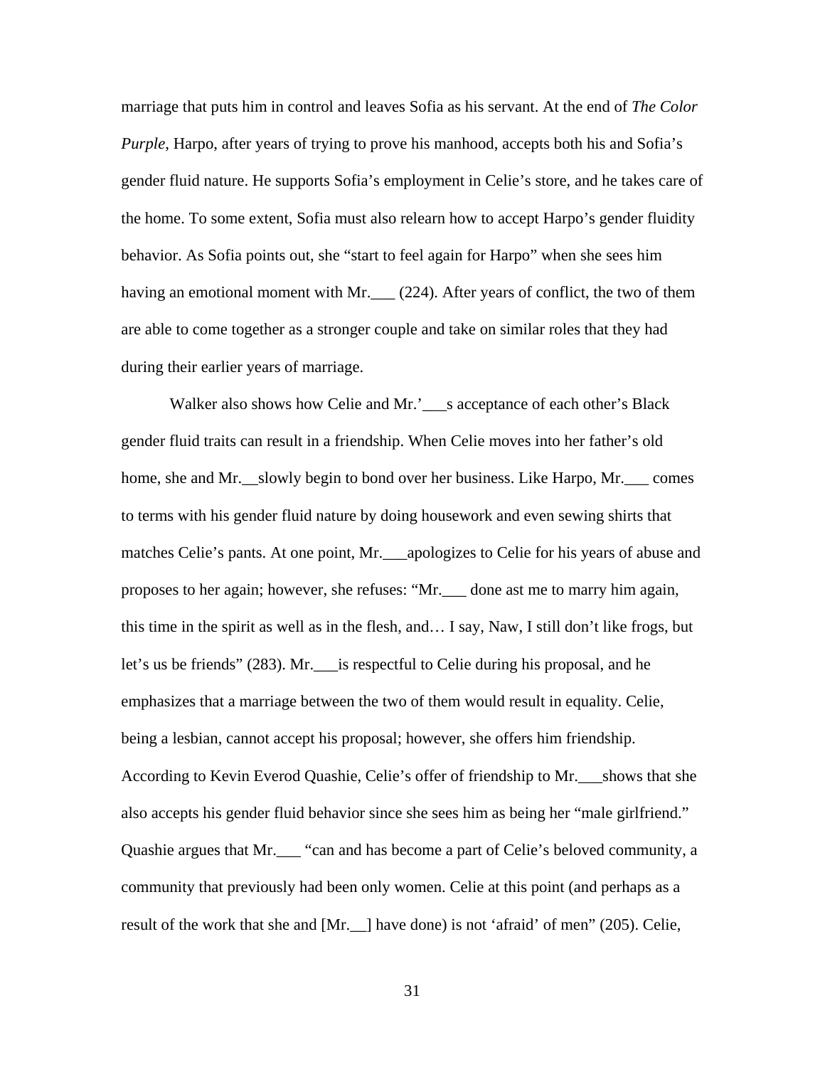marriage that puts him in control and leaves Sofia as his servant. At the end of *The Color Purple*, Harpo, after years of trying to prove his manhood, accepts both his and Sofia's gender fluid nature. He supports Sofia's employment in Celie's store, and he takes care of the home. To some extent, Sofia must also relearn how to accept Harpo's gender fluidity behavior. As Sofia points out, she "start to feel again for Harpo" when she sees him having an emotional moment with Mr.___ (224). After years of conflict, the two of them are able to come together as a stronger couple and take on similar roles that they had during their earlier years of marriage.

Walker also shows how Celie and Mr.'___s acceptance of each other's Black gender fluid traits can result in a friendship. When Celie moves into her father's old home, she and Mr.__slowly begin to bond over her business. Like Harpo, Mr.___ comes to terms with his gender fluid nature by doing housework and even sewing shirts that matches Celie's pants. At one point, Mr.___apologizes to Celie for his years of abuse and proposes to her again; however, she refuses: "Mr.___ done ast me to marry him again, this time in the spirit as well as in the flesh, and… I say, Naw, I still don't like frogs, but let's us be friends" (283). Mr.___is respectful to Celie during his proposal, and he emphasizes that a marriage between the two of them would result in equality. Celie, being a lesbian, cannot accept his proposal; however, she offers him friendship. According to Kevin Everod Quashie, Celie's offer of friendship to Mr.___shows that she also accepts his gender fluid behavior since she sees him as being her "male girlfriend." Quashie argues that Mr.___ "can and has become a part of Celie's beloved community, a community that previously had been only women. Celie at this point (and perhaps as a result of the work that she and [Mr.__] have done) is not 'afraid' of men" (205). Celie,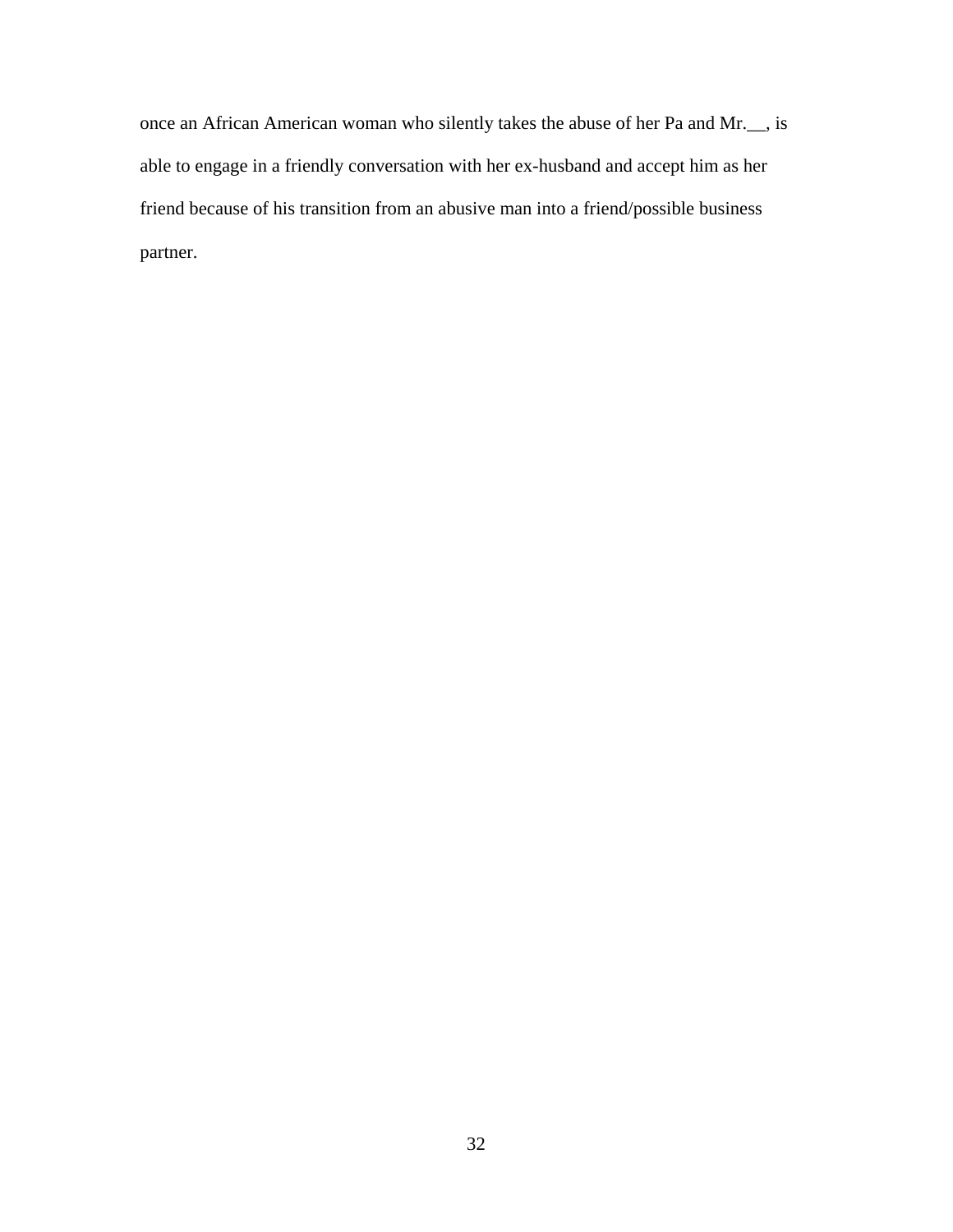once an African American woman who silently takes the abuse of her Pa and Mr.__, is able to engage in a friendly conversation with her ex-husband and accept him as her friend because of his transition from an abusive man into a friend/possible business partner.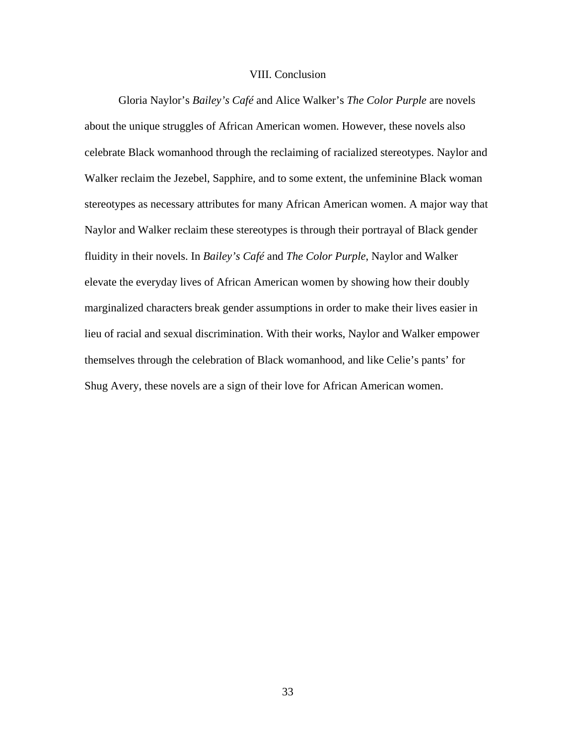## VIII. Conclusion

Gloria Naylor's *Bailey's Café* and Alice Walker's *The Color Purple* are novels about the unique struggles of African American women. However, these novels also celebrate Black womanhood through the reclaiming of racialized stereotypes. Naylor and Walker reclaim the Jezebel, Sapphire, and to some extent, the unfeminine Black woman stereotypes as necessary attributes for many African American women. A major way that Naylor and Walker reclaim these stereotypes is through their portrayal of Black gender fluidity in their novels. In *Bailey's Café* and *The Color Purple*, Naylor and Walker elevate the everyday lives of African American women by showing how their doubly marginalized characters break gender assumptions in order to make their lives easier in lieu of racial and sexual discrimination. With their works, Naylor and Walker empower themselves through the celebration of Black womanhood, and like Celie's pants' for Shug Avery, these novels are a sign of their love for African American women.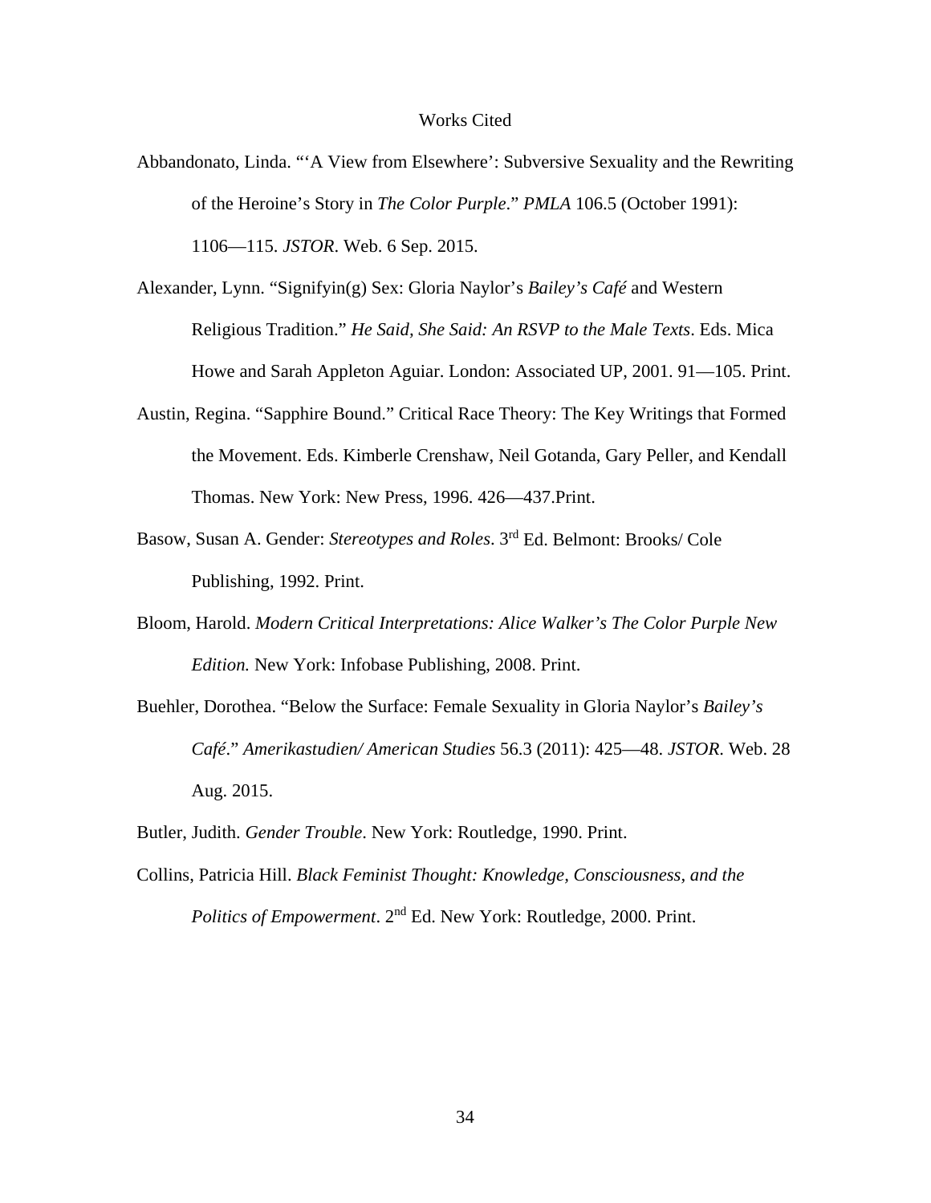# Works Cited

Abbandonato, Linda. "'A View from Elsewhere': Subversive Sexuality and the Rewriting of the Heroine's Story in *The Color Purple*." *PMLA* 106.5 (October 1991): 1106—115. *JSTOR*. Web. 6 Sep. 2015.

Alexander, Lynn. "Signifyin(g) Sex: Gloria Naylor's *Bailey's Café* and Western Religious Tradition." *He Said, She Said: An RSVP to the Male Texts*. Eds. Mica Howe and Sarah Appleton Aguiar. London: Associated UP, 2001. 91—105. Print.

Austin, Regina. "Sapphire Bound." Critical Race Theory: The Key Writings that Formed the Movement. Eds. Kimberle Crenshaw, Neil Gotanda, Gary Peller, and Kendall Thomas. New York: New Press, 1996. 426—437.Print.

Basow, Susan A. Gender: *Stereotypes and Roles*. 3rd Ed. Belmont: Brooks/ Cole Publishing, 1992. Print.

Bloom, Harold. *Modern Critical Interpretations: Alice Walker's The Color Purple New Edition.* New York: Infobase Publishing, 2008. Print.

Buehler, Dorothea. "Below the Surface: Female Sexuality in Gloria Naylor's *Bailey's Café*." *Amerikastudien/ American Studies* 56.3 (2011): 425—48. *JSTOR*. Web. 28 Aug. 2015.

Butler, Judith. *Gender Trouble*. New York: Routledge, 1990. Print.

Collins, Patricia Hill. *Black Feminist Thought: Knowledge, Consciousness, and the Politics of Empowerment*. 2nd Ed. New York: Routledge, 2000. Print.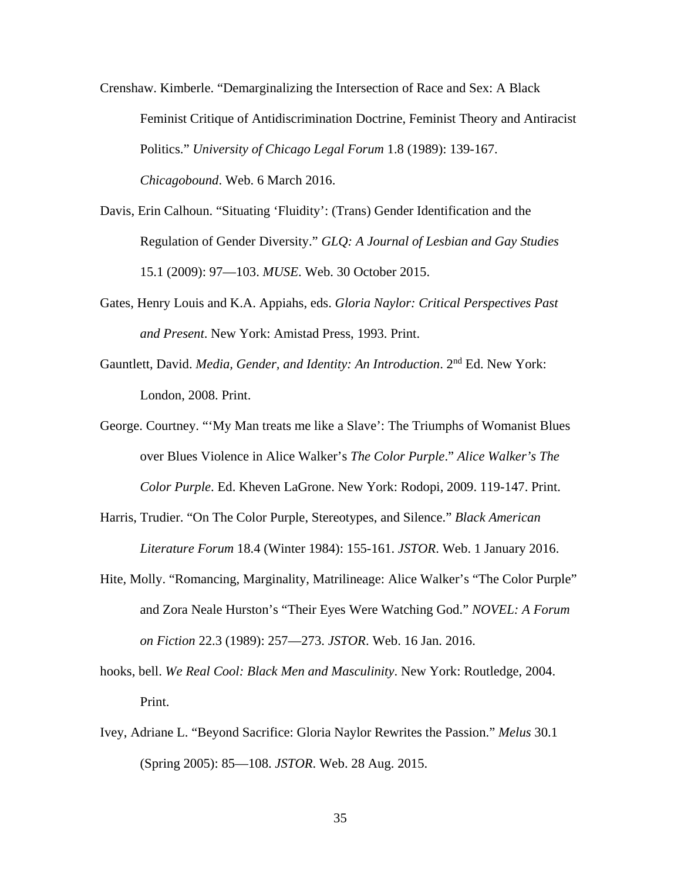Crenshaw. Kimberle. "Demarginalizing the Intersection of Race and Sex: A Black Feminist Critique of Antidiscrimination Doctrine, Feminist Theory and Antiracist Politics." *University of Chicago Legal Forum* 1.8 (1989): 139-167. *Chicagobound*. Web. 6 March 2016.

Davis, Erin Calhoun. "Situating 'Fluidity': (Trans) Gender Identification and the Regulation of Gender Diversity." *GLQ: A Journal of Lesbian and Gay Studies* 15.1 (2009): 97—103. *MUSE*. Web. 30 October 2015.

Gates, Henry Louis and K.A. Appiahs, eds. *Gloria Naylor: Critical Perspectives Past and Present*. New York: Amistad Press, 1993. Print.

Gauntlett, David. *Media, Gender, and Identity: An Introduction*. 2nd Ed. New York: London, 2008. Print.

George. Courtney. "'My Man treats me like a Slave': The Triumphs of Womanist Blues over Blues Violence in Alice Walker's *The Color Purple*." *Alice Walker's The Color Purple*. Ed. Kheven LaGrone. New York: Rodopi, 2009. 119-147. Print.

Harris, Trudier. "On The Color Purple, Stereotypes, and Silence." *Black American Literature Forum* 18.4 (Winter 1984): 155-161. *JSTOR*. Web. 1 January 2016.

Hite, Molly. "Romancing, Marginality, Matrilineage: Alice Walker's "The Color Purple" and Zora Neale Hurston's "Their Eyes Were Watching God." *NOVEL: A Forum on Fiction* 22.3 (1989): 257—273. *JSTOR*. Web. 16 Jan. 2016.

hooks, bell. *We Real Cool: Black Men and Masculinity*. New York: Routledge, 2004. Print.

Ivey, Adriane L. "Beyond Sacrifice: Gloria Naylor Rewrites the Passion." *Melus* 30.1 (Spring 2005): 85—108. *JSTOR*. Web. 28 Aug. 2015.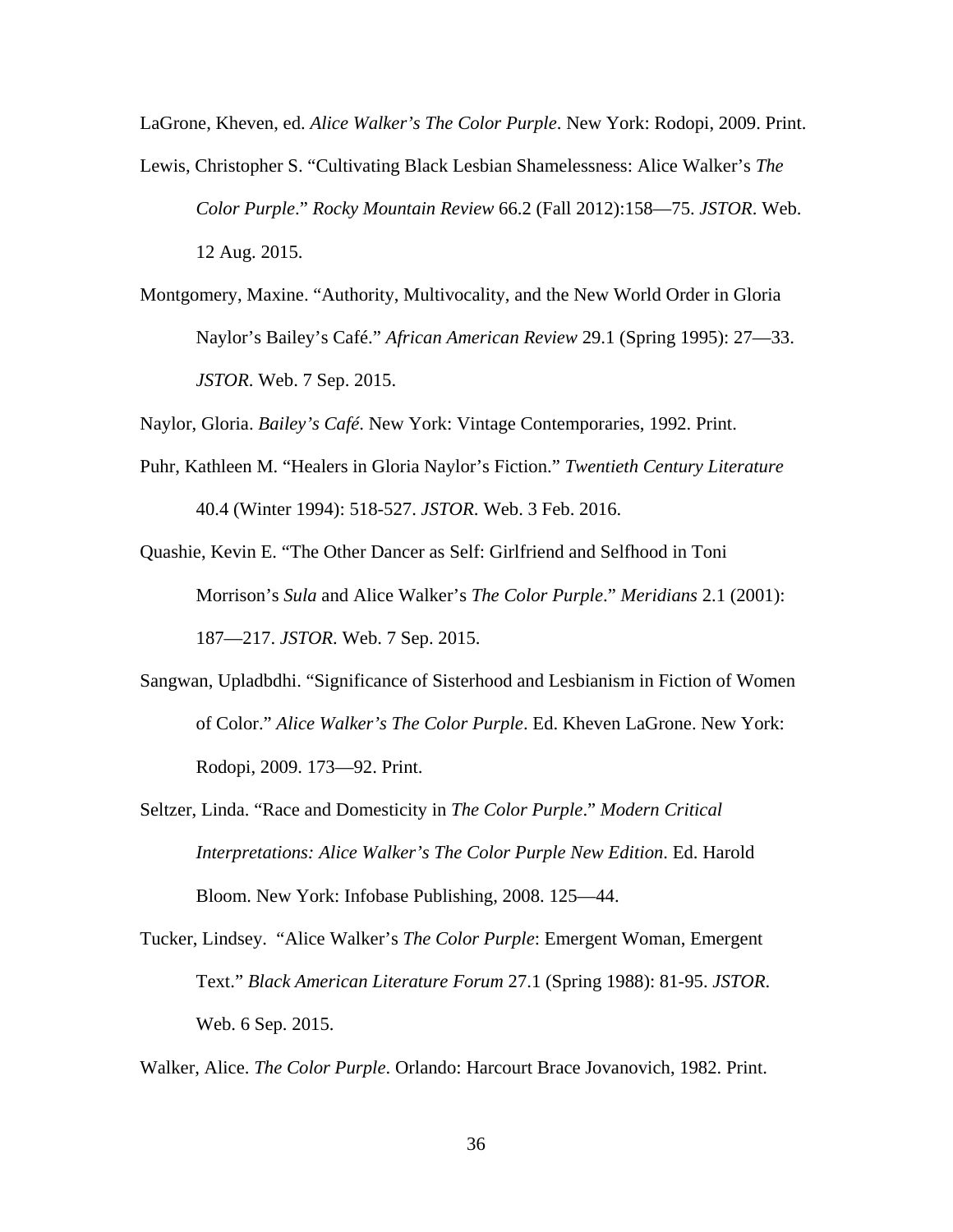LaGrone, Kheven, ed. *Alice Walker's The Color Purple*. New York: Rodopi, 2009. Print.

Lewis, Christopher S. "Cultivating Black Lesbian Shamelessness: Alice Walker's *The Color Purple*." *Rocky Mountain Review* 66.2 (Fall 2012):158—75. *JSTOR*. Web. 12 Aug. 2015.

Montgomery, Maxine. "Authority, Multivocality, and the New World Order in Gloria Naylor's Bailey's Café." *African American Review* 29.1 (Spring 1995): 27—33. *JSTOR*. Web. 7 Sep. 2015.

Naylor, Gloria. *Bailey's Café*. New York: Vintage Contemporaries, 1992. Print.

Puhr, Kathleen M. "Healers in Gloria Naylor's Fiction." *Twentieth Century Literature* 40.4 (Winter 1994): 518-527. *JSTOR*. Web. 3 Feb. 2016.

Quashie, Kevin E. "The Other Dancer as Self: Girlfriend and Selfhood in Toni Morrison's *Sula* and Alice Walker's *The Color Purple*." *Meridians* 2.1 (2001): 187—217. *JSTOR*. Web. 7 Sep. 2015.

Sangwan, Upladbdhi. "Significance of Sisterhood and Lesbianism in Fiction of Women of Color." *Alice Walker's The Color Purple*. Ed. Kheven LaGrone. New York: Rodopi, 2009. 173—92. Print.

Seltzer, Linda. "Race and Domesticity in *The Color Purple*." *Modern Critical Interpretations: Alice Walker's The Color Purple New Edition*. Ed. Harold Bloom. New York: Infobase Publishing, 2008. 125—44.

Tucker, Lindsey. "Alice Walker's *The Color Purple*: Emergent Woman, Emergent Text." *Black American Literature Forum* 27.1 (Spring 1988): 81-95. *JSTOR*. Web. 6 Sep. 2015.

Walker, Alice. *The Color Purple*. Orlando: Harcourt Brace Jovanovich, 1982. Print.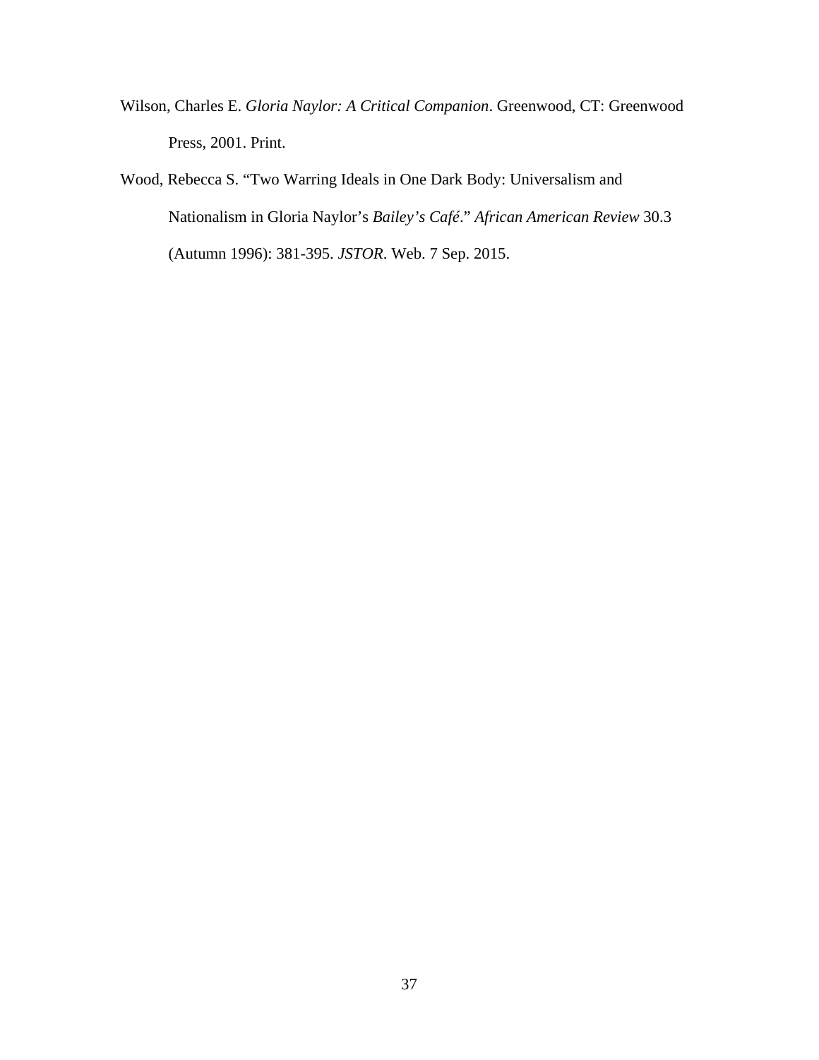Wilson, Charles E. *Gloria Naylor: A Critical Companion*. Greenwood, CT: Greenwood Press, 2001. Print.

Wood, Rebecca S. "Two Warring Ideals in One Dark Body: Universalism and Nationalism in Gloria Naylor's *Bailey's Café*." *African American Review* 30.3 (Autumn 1996): 381-395. *JSTOR*. Web. 7 Sep. 2015.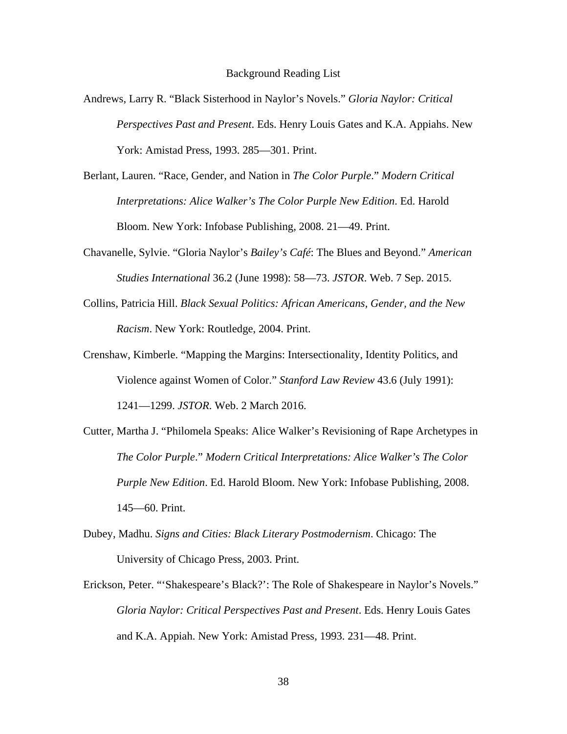# Background Reading List

Andrews, Larry R. "Black Sisterhood in Naylor's Novels." *Gloria Naylor: Critical Perspectives Past and Present*. Eds. Henry Louis Gates and K.A. Appiahs. New York: Amistad Press, 1993. 285—301. Print.

Berlant, Lauren. "Race, Gender, and Nation in *The Color Purple*." *Modern Critical Interpretations: Alice Walker's The Color Purple New Edition*. Ed. Harold Bloom. New York: Infobase Publishing, 2008. 21—49. Print.

Chavanelle, Sylvie. "Gloria Naylor's *Bailey's Café*: The Blues and Beyond." *American Studies International* 36.2 (June 1998): 58—73. *JSTOR*. Web. 7 Sep. 2015.

Collins, Patricia Hill. *Black Sexual Politics: African Americans, Gender, and the New Racism*. New York: Routledge, 2004. Print.

Crenshaw, Kimberle. "Mapping the Margins: Intersectionality, Identity Politics, and Violence against Women of Color." *Stanford Law Review* 43.6 (July 1991): 1241—1299. *JSTOR*. Web. 2 March 2016.

Cutter, Martha J. "Philomela Speaks: Alice Walker's Revisioning of Rape Archetypes in *The Color Purple*." *Modern Critical Interpretations: Alice Walker's The Color Purple New Edition*. Ed. Harold Bloom. New York: Infobase Publishing, 2008. 145—60. Print.

Dubey, Madhu. *Signs and Cities: Black Literary Postmodernism*. Chicago: The University of Chicago Press, 2003. Print.

Erickson, Peter. "'Shakespeare's Black?': The Role of Shakespeare in Naylor's Novels." *Gloria Naylor: Critical Perspectives Past and Present*. Eds. Henry Louis Gates and K.A. Appiah. New York: Amistad Press, 1993. 231—48. Print.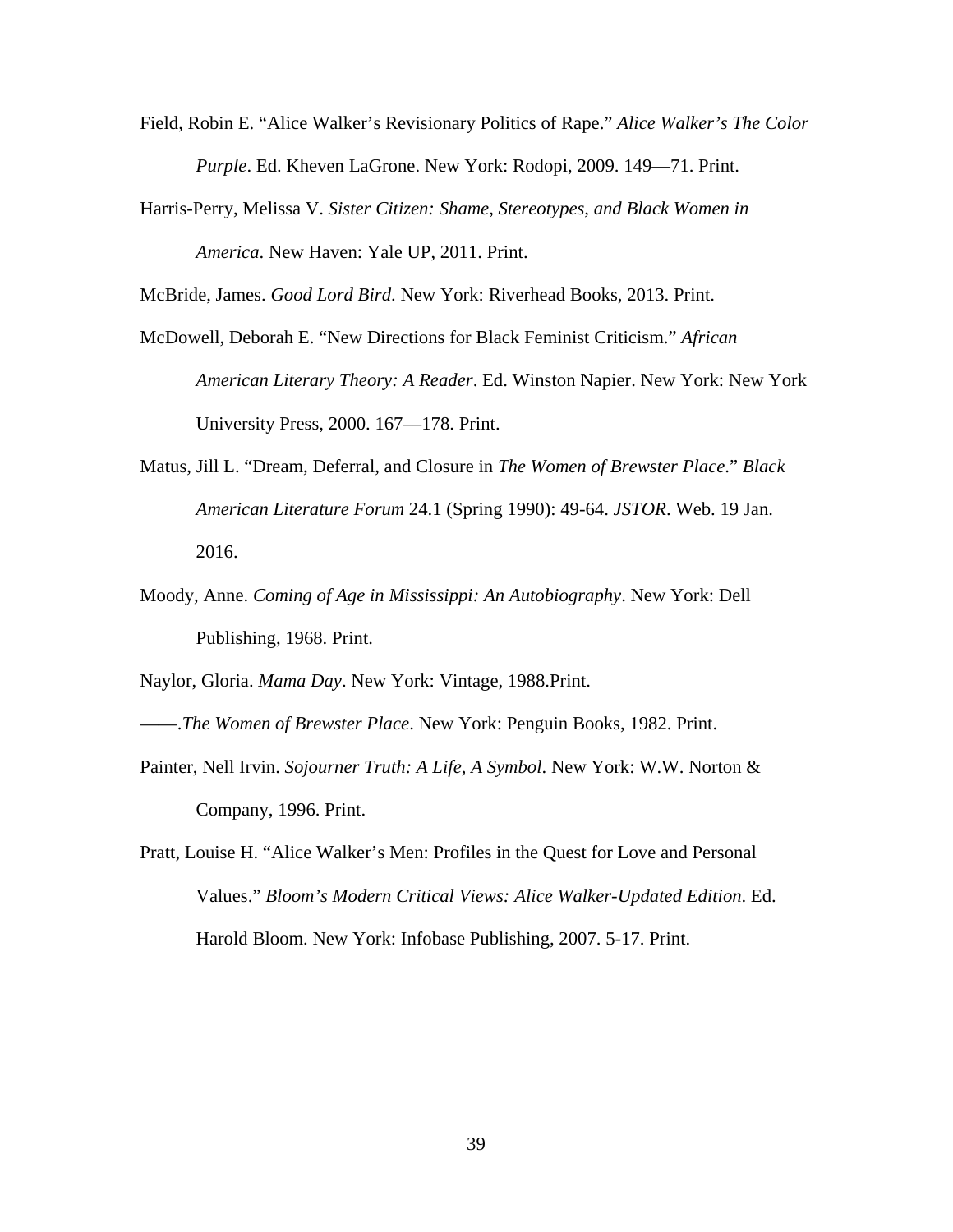Field, Robin E. "Alice Walker's Revisionary Politics of Rape." *Alice Walker's The Color Purple*. Ed. Kheven LaGrone. New York: Rodopi, 2009. 149—71. Print.

Harris-Perry, Melissa V. *Sister Citizen: Shame, Stereotypes, and Black Women in America*. New Haven: Yale UP, 2011. Print.

McBride, James. *Good Lord Bird*. New York: Riverhead Books, 2013. Print.

McDowell, Deborah E. "New Directions for Black Feminist Criticism." *African American Literary Theory: A Reader*. Ed. Winston Napier. New York: New York University Press, 2000. 167—178. Print.

Matus, Jill L. "Dream, Deferral, and Closure in *The Women of Brewster Place*." *Black American Literature Forum* 24.1 (Spring 1990): 49-64. *JSTOR*. Web. 19 Jan. 2016.

Moody, Anne. *Coming of Age in Mississippi: An Autobiography*. New York: Dell Publishing, 1968. Print.

Naylor, Gloria. *Mama Day*. New York: Vintage, 1988.Print.

——.*The Women of Brewster Place*. New York: Penguin Books, 1982. Print.

Painter, Nell Irvin. *Sojourner Truth: A Life, A Symbol*. New York: W.W. Norton & Company, 1996. Print.

Pratt, Louise H. "Alice Walker's Men: Profiles in the Quest for Love and Personal Values." *Bloom's Modern Critical Views: Alice Walker-Updated Edition*. Ed. Harold Bloom. New York: Infobase Publishing, 2007. 5-17. Print.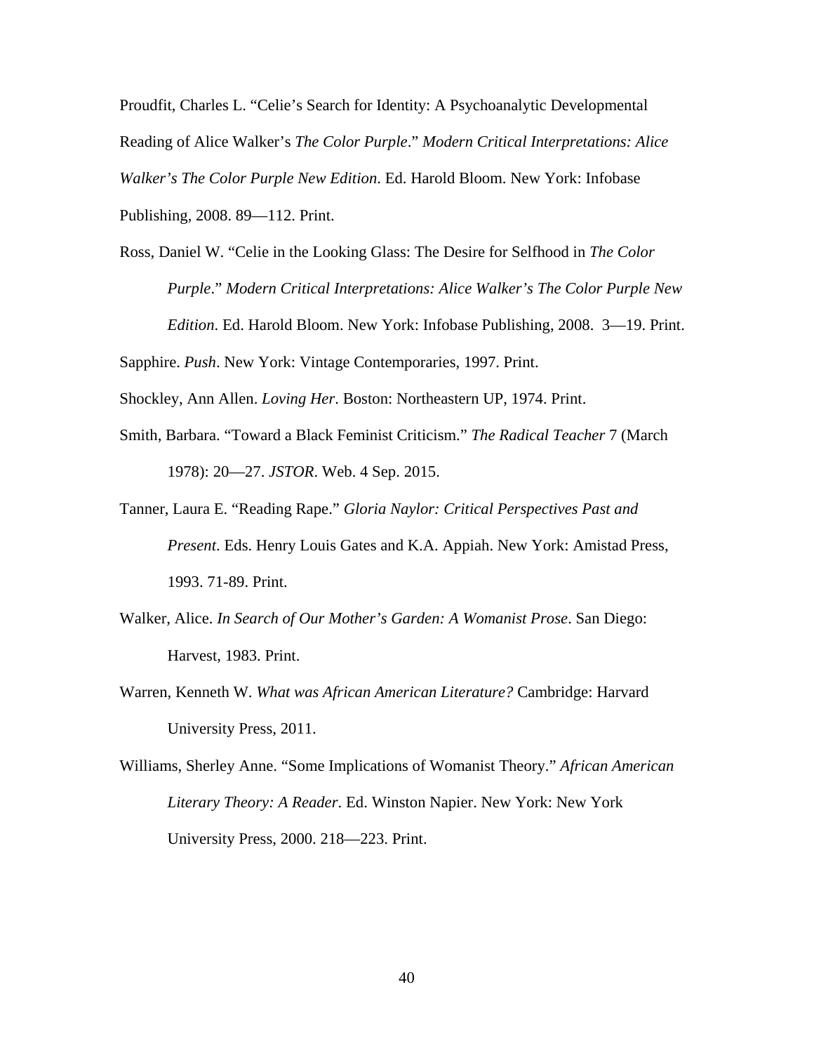Proudfit, Charles L. "Celie's Search for Identity: A Psychoanalytic Developmental Reading of Alice Walker's *The Color Purple*." *Modern Critical Interpretations: Alice Walker's The Color Purple New Edition*. Ed. Harold Bloom. New York: Infobase Publishing, 2008. 89—112. Print.

Ross, Daniel W. "Celie in the Looking Glass: The Desire for Selfhood in *The Color Purple*." *Modern Critical Interpretations: Alice Walker's The Color Purple New Edition*. Ed. Harold Bloom. New York: Infobase Publishing, 2008. 3—19. Print.

Sapphire. *Push*. New York: Vintage Contemporaries, 1997. Print.

Shockley, Ann Allen. *Loving Her*. Boston: Northeastern UP, 1974. Print.

Smith, Barbara. "Toward a Black Feminist Criticism." *The Radical Teacher* 7 (March 1978): 20—27. *JSTOR*. Web. 4 Sep. 2015.

Tanner, Laura E. "Reading Rape." *Gloria Naylor: Critical Perspectives Past and Present*. Eds. Henry Louis Gates and K.A. Appiah. New York: Amistad Press, 1993. 71-89. Print.

Walker, Alice. *In Search of Our Mother's Garden: A Womanist Prose*. San Diego: Harvest, 1983. Print.

Warren, Kenneth W. *What was African American Literature?* Cambridge: Harvard University Press, 2011.

Williams, Sherley Anne. "Some Implications of Womanist Theory." *African American Literary Theory: A Reader*. Ed. Winston Napier. New York: New York University Press, 2000. 218—223. Print.